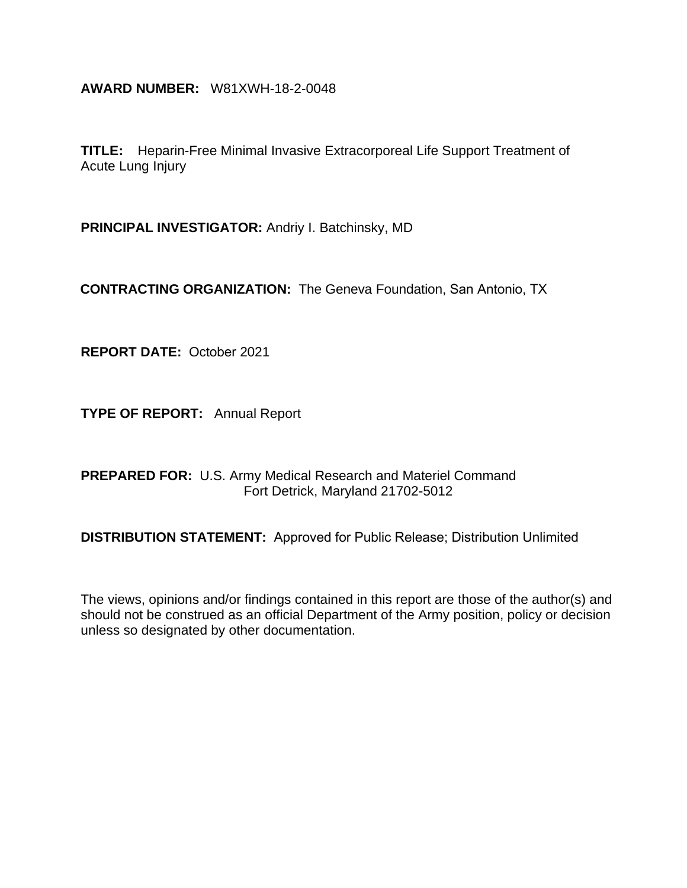**AWARD NUMBER:** W81XWH-18-2-0048

**TITLE:** Heparin-Free Minimal Invasive Extracorporeal Life Support Treatment of Acute Lung Injury

**PRINCIPAL INVESTIGATOR:** Andriy I. Batchinsky, MD

**CONTRACTING ORGANIZATION:** The Geneva Foundation, San Antonio, TX

**REPORT DATE:** October 2021

**TYPE OF REPORT:** Annual Report

**PREPARED FOR:** U.S. Army Medical Research and Materiel Command
Fort Detrick, Maryland 21702-5012

**DISTRIBUTION STATEMENT:** Approved for Public Release; Distribution Unlimited

The views, opinions and/or findings contained in this report are those of the author(s) and should not be construed as an official Department of the Army position, policy or decision unless so designated by other documentation.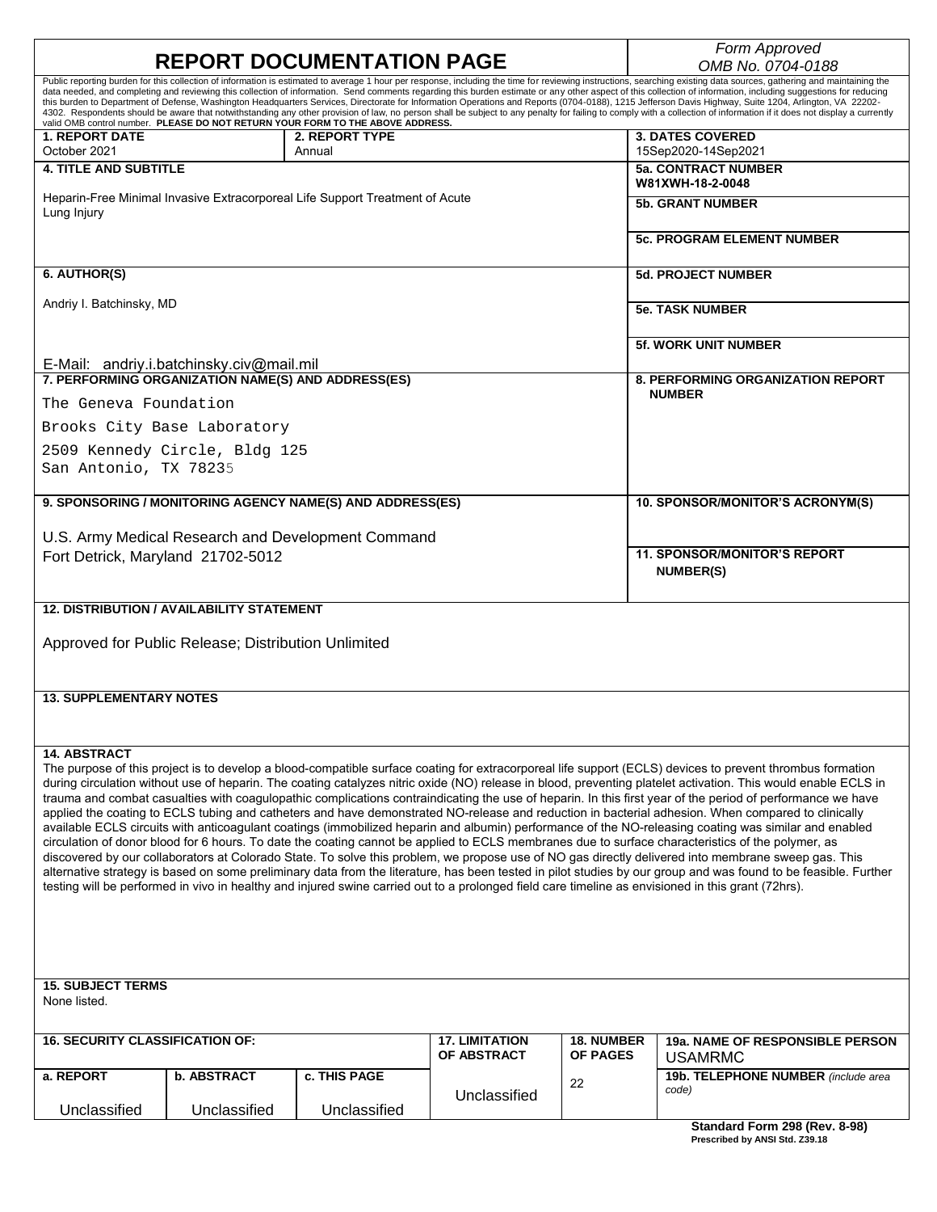# REPORT DOCUMENTATION PAGE

*Form Approved*
*OMB No. 0704-0188*

Public reporting burden for this collection of information is estimated to average 1 hour per response, including the time for reviewing instructions, searching existing data sources, gathering and maintaining the data needed, and completing and reviewing this collection of information. Send comments regarding this burden estimate or any other aspect of this collection of information, including suggestions for reducing this burden to Department of Defense, Washington Headquarters Services, Directorate for Information Operations and Reports (0704-0188), 1215 Jefferson Davis Highway, Suite 1204, Arlington, VA 22202-4302. Respondents should be aware that notwithstanding any other provision of law, no person shall be subject to any penalty for failing to comply with a collection of information if it does not display a currently valid OMB control number. **PLEASE DO NOT RETURN YOUR FORM TO THE ABOVE ADDRESS.**

| **1. REPORT DATE** | **2. REPORT TYPE** | **3. DATES COVERED** |
|---|---|---|
| October 2021 | Annual | 15Sep2020-14Sep2021 |

**4. TITLE AND SUBTITLE**

Heparin-Free Minimal Invasive Extracorporeal Life Support Treatment of Acute Lung Injury

**5a. CONTRACT NUMBER**
W81XWH-18-2-0048

**5b. GRANT NUMBER**

**5c. PROGRAM ELEMENT NUMBER**

**6. AUTHOR(S)**

Andriy I. Batchinsky, MD

E-Mail: andriy.i.batchinsky.civ@mail.mil

**5d. PROJECT NUMBER**

**5e. TASK NUMBER**

**5f. WORK UNIT NUMBER**

**7. PERFORMING ORGANIZATION NAME(S) AND ADDRESS(ES)**

The Geneva Foundation
Brooks City Base Laboratory
2509 Kennedy Circle, Bldg 125
San Antonio, TX 78235

**8. PERFORMING ORGANIZATION REPORT NUMBER**

**9. SPONSORING / MONITORING AGENCY NAME(S) AND ADDRESS(ES)**

U.S. Army Medical Research and Development Command
Fort Detrick, Maryland 21702-5012

**10. SPONSOR/MONITOR'S ACRONYM(S)**

**11. SPONSOR/MONITOR'S REPORT NUMBER(S)**

**12. DISTRIBUTION / AVAILABILITY STATEMENT**

Approved for Public Release; Distribution Unlimited

**13. SUPPLEMENTARY NOTES**

**14. ABSTRACT**

The purpose of this project is to develop a blood-compatible surface coating for extracorporeal life support (ECLS) devices to prevent thrombus formation during circulation without use of heparin. The coating catalyzes nitric oxide (NO) release in blood, preventing platelet activation. This would enable ECLS in trauma and combat casualties with coagulopathic complications contraindicating the use of heparin. In this first year of the period of performance we have applied the coating to ECLS tubing and catheters and have demonstrated NO-release and reduction in bacterial adhesion. When compared to clinically available ECLS circuits with anticoagulant coatings (immobilized heparin and albumin) performance of the NO-releasing coating was similar and enabled circulation of donor blood for 6 hours. To date the coating cannot be applied to ECLS membranes due to surface characteristics of the polymer, as discovered by our collaborators at Colorado State. To solve this problem, we propose use of NO gas directly delivered into membrane sweep gas. This alternative strategy is based on some preliminary data from the literature, has been tested in pilot studies by our group and was found to be feasible. Further testing will be performed in vivo in healthy and injured swine carried out to a prolonged field care timeline as envisioned in this grant (72hrs).

**15. SUBJECT TERMS**

None listed.

| **16. SECURITY CLASSIFICATION OF:** | | | **17. LIMITATION OF ABSTRACT** | **18. NUMBER OF PAGES** | **19a. NAME OF RESPONSIBLE PERSON** USAMRMC |
|---|---|---|---|---|---|
| **a. REPORT** | **b. ABSTRACT** | **c. THIS PAGE** | | | **19b. TELEPHONE NUMBER** *(include area code)* |
| Unclassified | Unclassified | Unclassified | Unclassified | 22 | |

**Standard Form 298 (Rev. 8-98)**
**Prescribed by ANSI Std. Z39.18**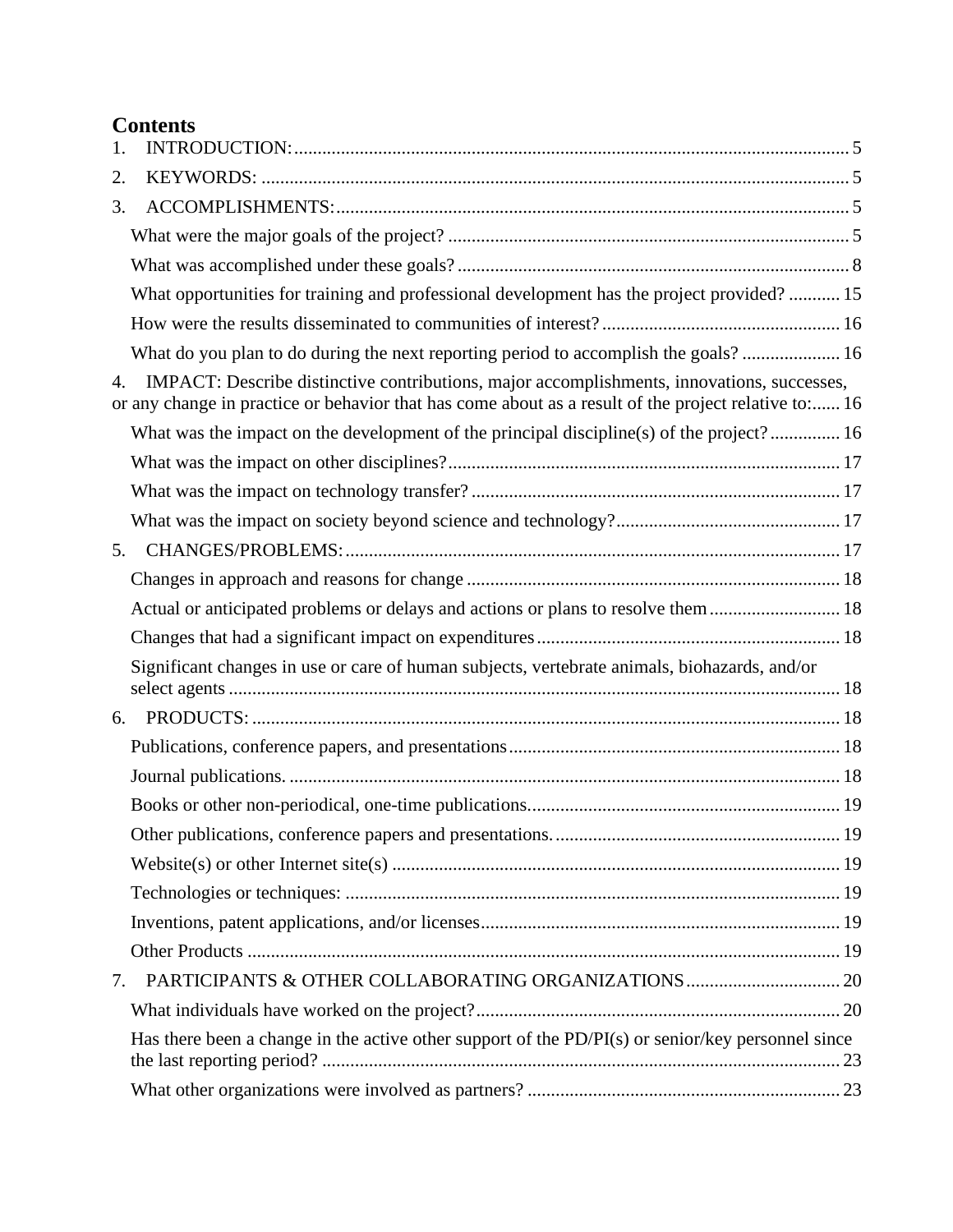# Contents

1. INTRODUCTION: 5
2. KEYWORDS: 5
3. ACCOMPLISHMENTS: 5
   - What were the major goals of the project? 5
   - What was accomplished under these goals? 8
   - What opportunities for training and professional development has the project provided? 15
   - How were the results disseminated to communities of interest? 16
   - What do you plan to do during the next reporting period to accomplish the goals? 16
4. IMPACT: Describe distinctive contributions, major accomplishments, innovations, successes, or any change in practice or behavior that has come about as a result of the project relative to: 16
   - What was the impact on the development of the principal discipline(s) of the project? 16
   - What was the impact on other disciplines? 17
   - What was the impact on technology transfer? 17
   - What was the impact on society beyond science and technology? 17
5. CHANGES/PROBLEMS: 17
   - Changes in approach and reasons for change 18
   - Actual or anticipated problems or delays and actions or plans to resolve them 18
   - Changes that had a significant impact on expenditures 18
   - Significant changes in use or care of human subjects, vertebrate animals, biohazards, and/or select agents 18
6. PRODUCTS: 18
   - Publications, conference papers, and presentations 18
   - Journal publications. 18
   - Books or other non-periodical, one-time publications. 19
   - Other publications, conference papers and presentations. 19
   - Website(s) or other Internet site(s) 19
   - Technologies or techniques: 19
   - Inventions, patent applications, and/or licenses 19
   - Other Products 19
7. PARTICIPANTS & OTHER COLLABORATING ORGANIZATIONS 20
   - What individuals have worked on the project? 20
   - Has there been a change in the active other support of the PD/PI(s) or senior/key personnel since the last reporting period? 23
   - What other organizations were involved as partners? 23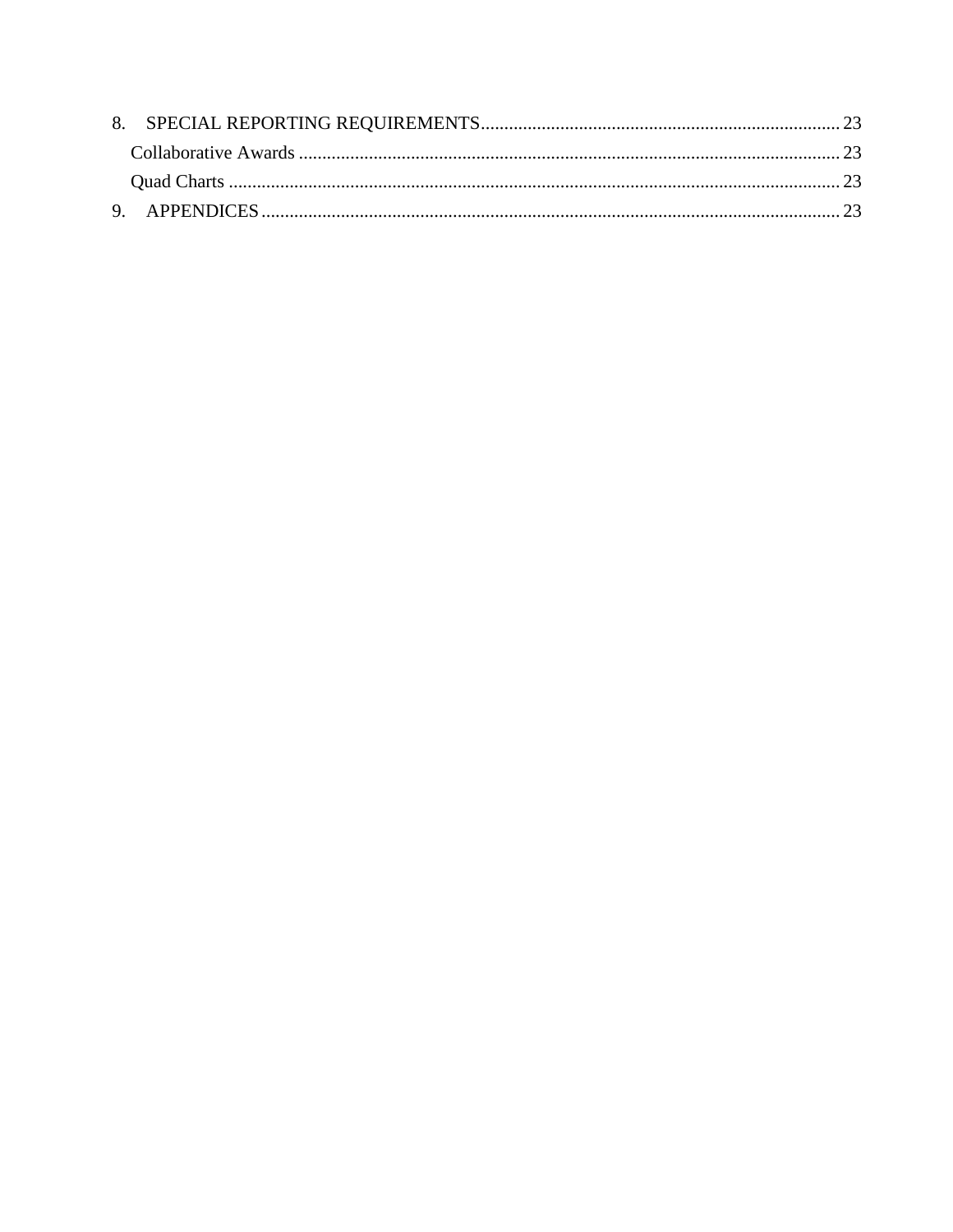8. SPECIAL REPORTING REQUIREMENTS ........................................................................ 23

   Collaborative Awards ........................................................................................................ 23

   Quad Charts ...................................................................................................................... 23

9. APPENDICES ........................................................................................................................ 23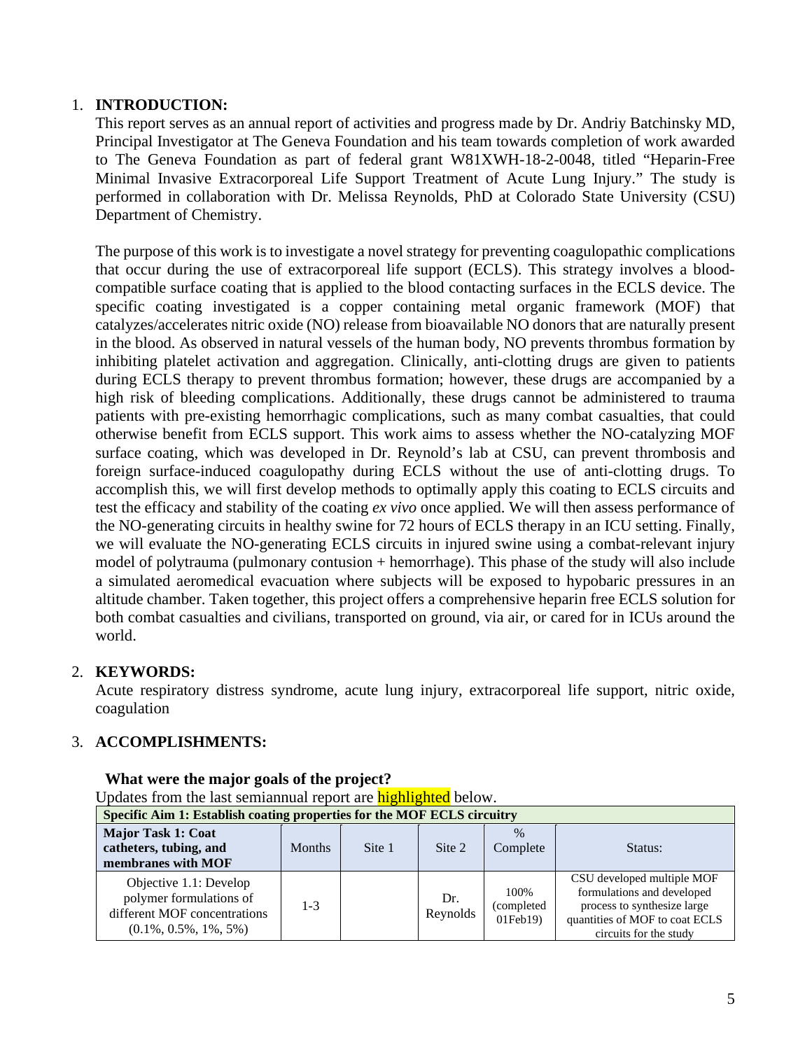1. **INTRODUCTION:**

This report serves as an annual report of activities and progress made by Dr. Andriy Batchinsky MD, Principal Investigator at The Geneva Foundation and his team towards completion of work awarded to The Geneva Foundation as part of federal grant W81XWH-18-2-0048, titled "Heparin-Free Minimal Invasive Extracorporeal Life Support Treatment of Acute Lung Injury." The study is performed in collaboration with Dr. Melissa Reynolds, PhD at Colorado State University (CSU) Department of Chemistry.

The purpose of this work is to investigate a novel strategy for preventing coagulopathic complications that occur during the use of extracorporeal life support (ECLS). This strategy involves a blood-compatible surface coating that is applied to the blood contacting surfaces in the ECLS device. The specific coating investigated is a copper containing metal organic framework (MOF) that catalyzes/accelerates nitric oxide (NO) release from bioavailable NO donors that are naturally present in the blood. As observed in natural vessels of the human body, NO prevents thrombus formation by inhibiting platelet activation and aggregation. Clinically, anti-clotting drugs are given to patients during ECLS therapy to prevent thrombus formation; however, these drugs are accompanied by a high risk of bleeding complications. Additionally, these drugs cannot be administered to trauma patients with pre-existing hemorrhagic complications, such as many combat casualties, that could otherwise benefit from ECLS support. This work aims to assess whether the NO-catalyzing MOF surface coating, which was developed in Dr. Reynold's lab at CSU, can prevent thrombosis and foreign surface-induced coagulopathy during ECLS without the use of anti-clotting drugs. To accomplish this, we will first develop methods to optimally apply this coating to ECLS circuits and test the efficacy and stability of the coating *ex vivo* once applied. We will then assess performance of the NO-generating circuits in healthy swine for 72 hours of ECLS therapy in an ICU setting. Finally, we will evaluate the NO-generating ECLS circuits in injured swine using a combat-relevant injury model of polytrauma (pulmonary contusion + hemorrhage). This phase of the study will also include a simulated aeromedical evacuation where subjects will be exposed to hypobaric pressures in an altitude chamber. Taken together, this project offers a comprehensive heparin free ECLS solution for both combat casualties and civilians, transported on ground, via air, or cared for in ICUs around the world.

2. **KEYWORDS:**

Acute respiratory distress syndrome, acute lung injury, extracorporeal life support, nitric oxide, coagulation

3. **ACCOMPLISHMENTS:**

**What were the major goals of the project?**

Updates from the last semiannual report are highlighted below.

| **Specific Aim 1: Establish coating properties for the MOF ECLS circuitry** | | | | | |
|---|---|---|---|---|---|
| **Major Task 1: Coat catheters, tubing, and membranes with MOF** | Months | Site 1 | Site 2 | % Complete | Status: |
| Objective 1.1: Develop polymer formulations of different MOF concentrations (0.1%, 0.5%, 1%, 5%) | 1-3 | | Dr. Reynolds | 100% (completed 01Feb19) | CSU developed multiple MOF formulations and developed process to synthesize large quantities of MOF to coat ECLS circuits for the study |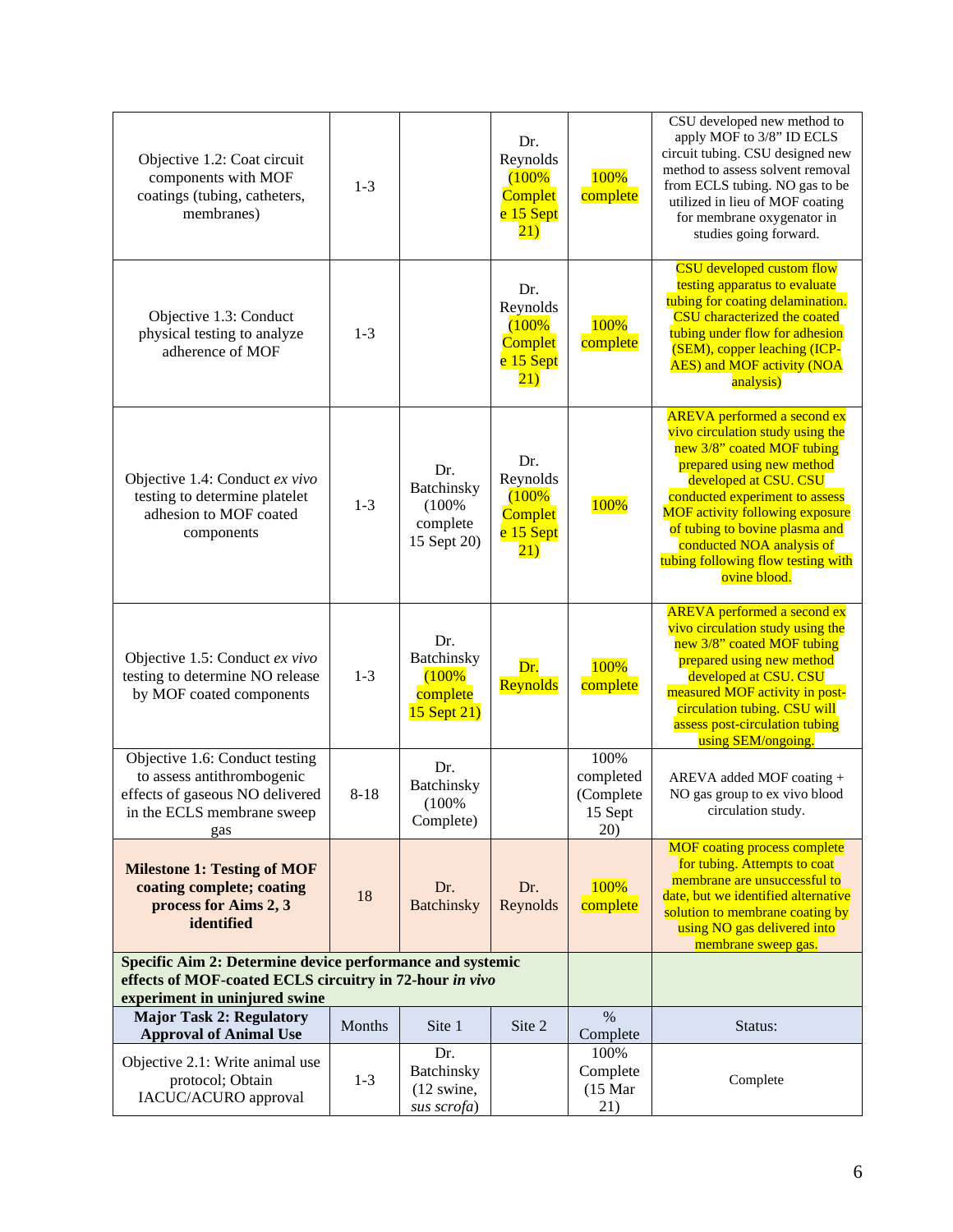| | | | | | |
|---|---|---|---|---|---|
| Objective 1.2: Coat circuit components with MOF coatings (tubing, catheters, membranes) | 1-3 | | Dr. Reynolds (100% Complete 15 Sept 21) | 100% complete | CSU developed new method to apply MOF to 3/8" ID ECLS circuit tubing. CSU designed new method to assess solvent removal from ECLS tubing. NO gas to be utilized in lieu of MOF coating for membrane oxygenator in studies going forward. |
| Objective 1.3: Conduct physical testing to analyze adherence of MOF | 1-3 | | Dr. Reynolds (100% Complete 15 Sept 21) | 100% complete | CSU developed custom flow testing apparatus to evaluate tubing for coating delamination. CSU characterized the coated tubing under flow for adhesion (SEM), copper leaching (ICP-AES) and MOF activity (NOA analysis) |
| Objective 1.4: Conduct *ex vivo* testing to determine platelet adhesion to MOF coated components | 1-3 | Dr. Batchinsky (100% complete 15 Sept 20) | Dr. Reynolds (100% Complete 15 Sept 21) | 100% | AREVA performed a second ex vivo circulation study using the new 3/8" coated MOF tubing prepared using new method developed at CSU. CSU conducted experiment to assess MOF activity following exposure of tubing to bovine plasma and conducted NOA analysis of tubing following flow testing with ovine blood. |
| Objective 1.5: Conduct *ex vivo* testing to determine NO release by MOF coated components | 1-3 | Dr. Batchinsky (100% complete 15 Sept 21) | Dr. Reynolds | 100% complete | AREVA performed a second ex vivo circulation study using the new 3/8" coated MOF tubing prepared using new method developed at CSU. CSU measured MOF activity in post-circulation tubing. CSU will assess post-circulation tubing using SEM/ongoing. |
| Objective 1.6: Conduct testing to assess antithrombogenic effects of gaseous NO delivered in the ECLS membrane sweep gas | 8-18 | Dr. Batchinsky (100% Complete) | | 100% completed (Complete 15 Sept 20) | AREVA added MOF coating + NO gas group to ex vivo blood circulation study. |
| **Milestone 1: Testing of MOF coating complete; coating process for Aims 2, 3 identified** | 18 | Dr. Batchinsky | Dr. Reynolds | 100% complete | MOF coating process complete for tubing. Attempts to coat membrane are unsuccessful to date, but we identified alternative solution to membrane coating by using NO gas delivered into membrane sweep gas. |
| **Specific Aim 2: Determine device performance and systemic effects of MOF-coated ECLS circuitry in 72-hour *in vivo* experiment in uninjured swine** | | | | | |
| **Major Task 2: Regulatory Approval of Animal Use** | Months | Site 1 | Site 2 | % Complete | Status: |
| Objective 2.1: Write animal use protocol; Obtain IACUC/ACURO approval | 1-3 | Dr. Batchinsky (12 swine, *sus scrofa*) | | 100% Complete (15 Mar 21) | Complete |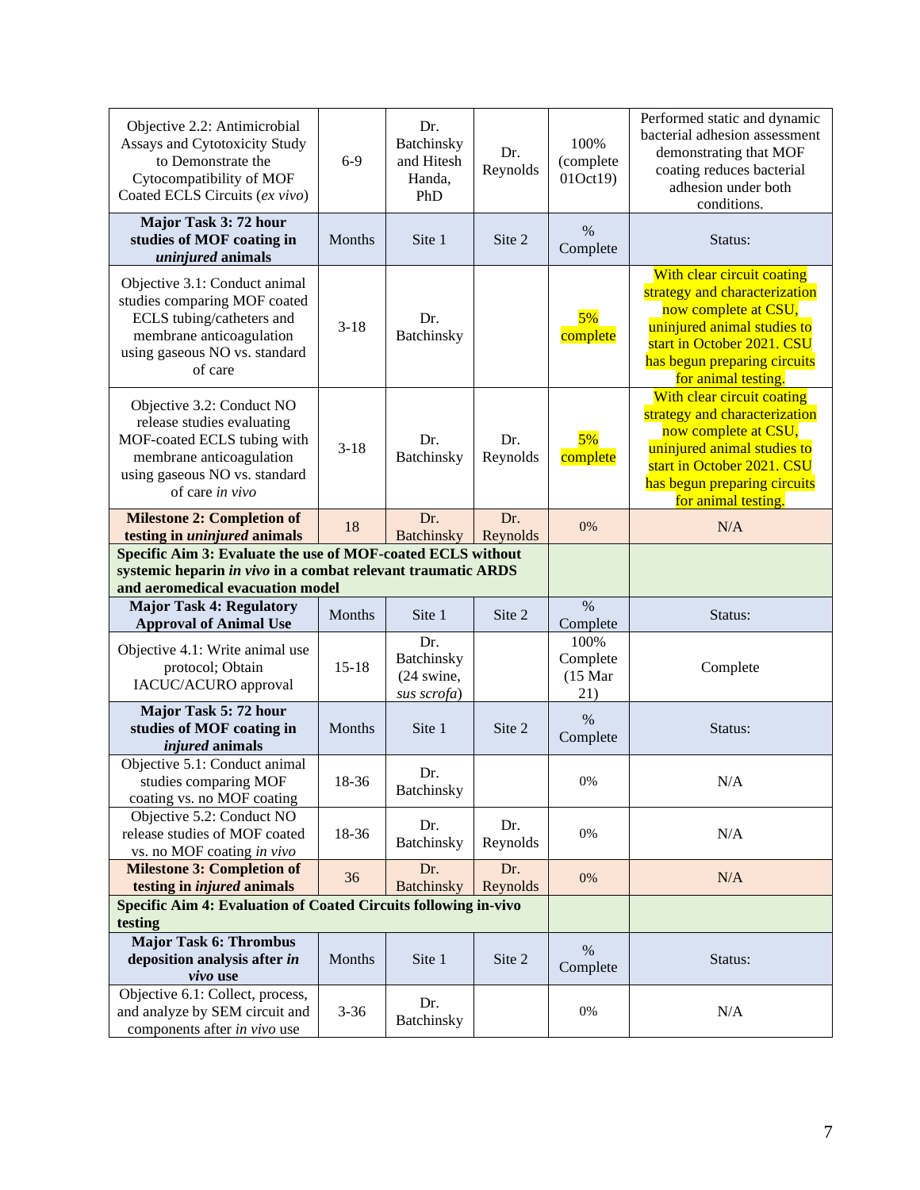| Objective 2.2: Antimicrobial Assays and Cytotoxicity Study to Demonstrate the Cytocompatibility of MOF Coated ECLS Circuits (*ex vivo*) | 6-9 | Dr. Batchinsky and Hitesh Handa, PhD | Dr. Reynolds | 100% (complete 01Oct19) | Performed static and dynamic bacterial adhesion assessment demonstrating that MOF coating reduces bacterial adhesion under both conditions. |
|---|---|---|---|---|---|
| **Major Task 3: 72 hour studies of MOF coating in *uninjured* animals** | Months | Site 1 | Site 2 | % Complete | Status: |
| Objective 3.1: Conduct animal studies comparing MOF coated ECLS tubing/catheters and membrane anticoagulation using gaseous NO vs. standard of care | 3-18 | Dr. Batchinsky | | 5% complete | With clear circuit coating strategy and characterization now complete at CSU, uninjured animal studies to start in October 2021. CSU has begun preparing circuits for animal testing. |
| Objective 3.2: Conduct NO release studies evaluating MOF-coated ECLS tubing with membrane anticoagulation using gaseous NO vs. standard of care *in vivo* | 3-18 | Dr. Batchinsky | Dr. Reynolds | 5% complete | With clear circuit coating strategy and characterization now complete at CSU, uninjured animal studies to start in October 2021. CSU has begun preparing circuits for animal testing. |
| **Milestone 2: Completion of testing in *uninjured* animals** | 18 | Dr. Batchinsky | Dr. Reynolds | 0% | N/A |
| **Specific Aim 3: Evaluate the use of MOF-coated ECLS without systemic heparin *in vivo* in a combat relevant traumatic ARDS and aeromedical evacuation model** | | | | | |
| **Major Task 4: Regulatory Approval of Animal Use** | Months | Site 1 | Site 2 | % Complete | Status: |
| Objective 4.1: Write animal use protocol; Obtain IACUC/ACURO approval | 15-18 | Dr. Batchinsky (24 swine, *sus scrofa*) | | 100% Complete (15 Mar 21) | Complete |
| **Major Task 5: 72 hour studies of MOF coating in *injured* animals** | Months | Site 1 | Site 2 | % Complete | Status: |
| Objective 5.1: Conduct animal studies comparing MOF coating vs. no MOF coating | 18-36 | Dr. Batchinsky | | 0% | N/A |
| Objective 5.2: Conduct NO release studies of MOF coated vs. no MOF coating *in vivo* | 18-36 | Dr. Batchinsky | Dr. Reynolds | 0% | N/A |
| **Milestone 3: Completion of testing in *injured* animals** | 36 | Dr. Batchinsky | Dr. Reynolds | 0% | N/A |
| **Specific Aim 4: Evaluation of Coated Circuits following in-vivo testing** | | | | | |
| **Major Task 6: Thrombus deposition analysis after *in vivo* use** | Months | Site 1 | Site 2 | % Complete | Status: |
| Objective 6.1: Collect, process, and analyze by SEM circuit and components after *in vivo* use | 3-36 | Dr. Batchinsky | | 0% | N/A |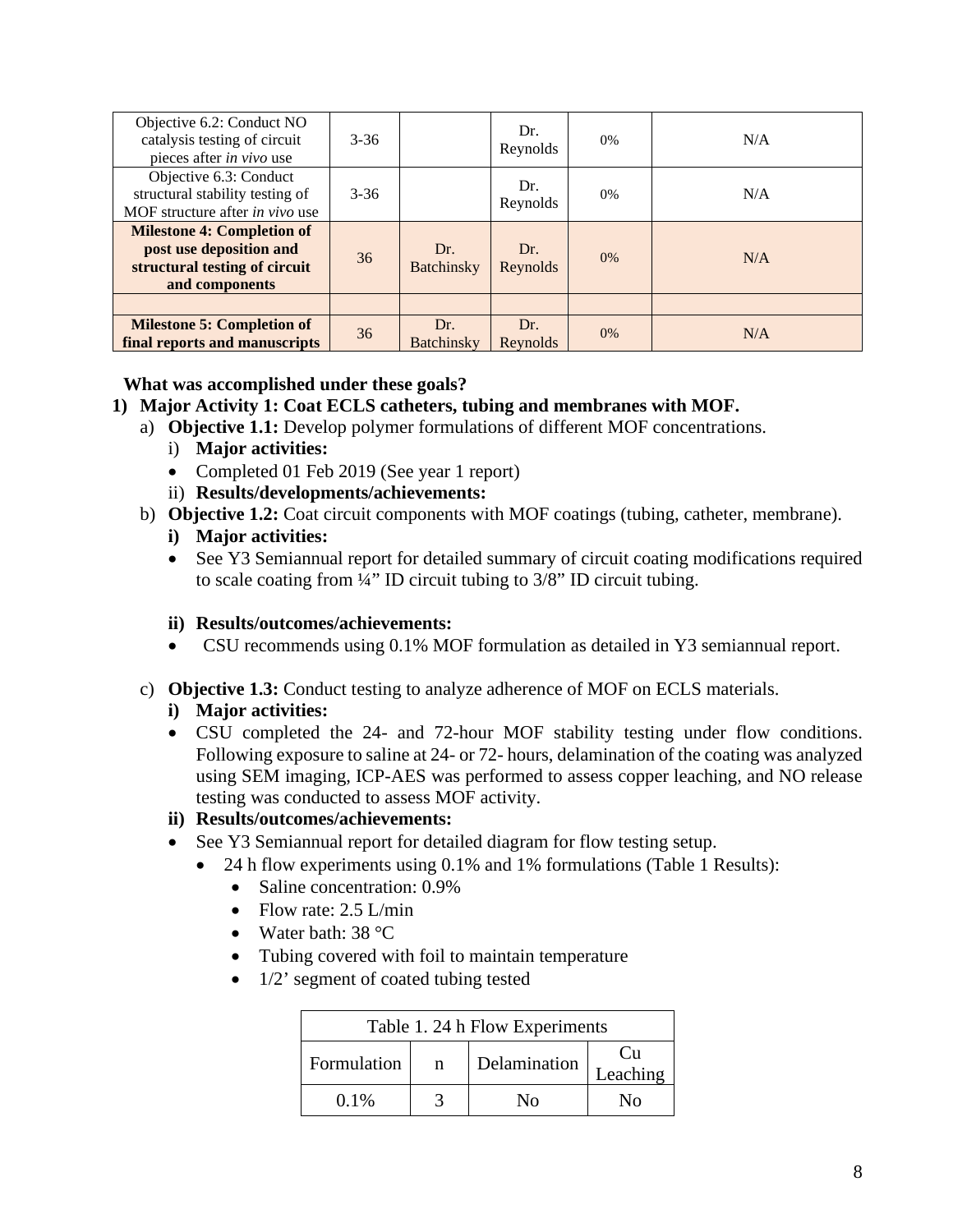| Objective 6.2: Conduct NO catalysis testing of circuit pieces after *in vivo* use | 3-36 | | Dr. Reynolds | 0% | N/A |
|---|---|---|---|---|---|
| Objective 6.3: Conduct structural stability testing of MOF structure after *in vivo* use | 3-36 | | Dr. Reynolds | 0% | N/A |
| **Milestone 4: Completion of post use deposition and structural testing of circuit and components** | 36 | Dr. Batchinsky | Dr. Reynolds | 0% | N/A |
| | | | | | |
| **Milestone 5: Completion of final reports and manuscripts** | 36 | Dr. Batchinsky | Dr. Reynolds | 0% | N/A |

**What was accomplished under these goals?**

1) **Major Activity 1: Coat ECLS catheters, tubing and membranes with MOF.**
   a) **Objective 1.1:** Develop polymer formulations of different MOF concentrations.
      i) **Major activities:**
      - Completed 01 Feb 2019 (See year 1 report)

      ii) **Results/developments/achievements:**

   b) **Objective 1.2:** Coat circuit components with MOF coatings (tubing, catheter, membrane).
      **i) Major activities:**
      - See Y3 Semiannual report for detailed summary of circuit coating modifications required to scale coating from ¼" ID circuit tubing to 3/8" ID circuit tubing.

      **ii) Results/outcomes/achievements:**
      - CSU recommends using 0.1% MOF formulation as detailed in Y3 semiannual report.

   c) **Objective 1.3:** Conduct testing to analyze adherence of MOF on ECLS materials.
      **i) Major activities:**
      - CSU completed the 24- and 72-hour MOF stability testing under flow conditions. Following exposure to saline at 24- or 72- hours, delamination of the coating was analyzed using SEM imaging, ICP-AES was performed to assess copper leaching, and NO release testing was conducted to assess MOF activity.

      **ii) Results/outcomes/achievements:**
      - See Y3 Semiannual report for detailed diagram for flow testing setup.
        - 24 h flow experiments using 0.1% and 1% formulations (Table 1 Results):
          - Saline concentration: 0.9%
          - Flow rate: 2.5 L/min
          - Water bath: 38 °C
          - Tubing covered with foil to maintain temperature
          - 1/2' segment of coated tubing tested

| Table 1. 24 h Flow Experiments | | | |
|---|---|---|---|
| Formulation | n | Delamination | Cu Leaching |
| 0.1% | 3 | No | No |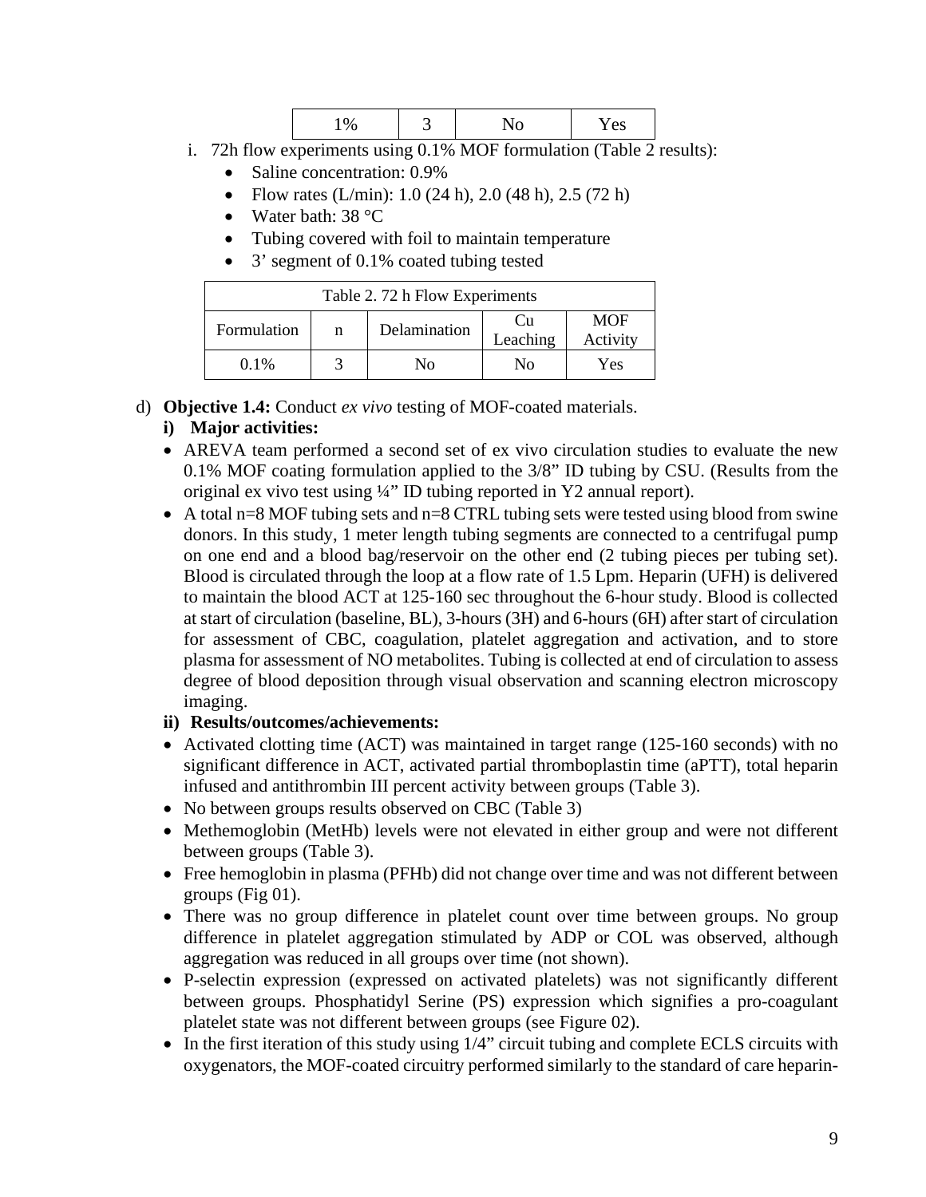| 1% | 3 | No | Yes |
|---|---|---|---|

i. 72h flow experiments using 0.1% MOF formulation (Table 2 results):
   - Saline concentration: 0.9%
   - Flow rates (L/min): 1.0 (24 h), 2.0 (48 h), 2.5 (72 h)
   - Water bath: 38 °C
   - Tubing covered with foil to maintain temperature
   - 3' segment of 0.1% coated tubing tested

| Table 2. 72 h Flow Experiments | | | | |
|---|---|---|---|---|
| Formulation | n | Delamination | Cu Leaching | MOF Activity |
| 0.1% | 3 | No | No | Yes |

d) **Objective 1.4:** Conduct *ex vivo* testing of MOF-coated materials.

**i) Major activities:**

- AREVA team performed a second set of ex vivo circulation studies to evaluate the new 0.1% MOF coating formulation applied to the 3/8" ID tubing by CSU. (Results from the original ex vivo test using ¼" ID tubing reported in Y2 annual report).
- A total n=8 MOF tubing sets and n=8 CTRL tubing sets were tested using blood from swine donors. In this study, 1 meter length tubing segments are connected to a centrifugal pump on one end and a blood bag/reservoir on the other end (2 tubing pieces per tubing set). Blood is circulated through the loop at a flow rate of 1.5 Lpm. Heparin (UFH) is delivered to maintain the blood ACT at 125-160 sec throughout the 6-hour study. Blood is collected at start of circulation (baseline, BL), 3-hours (3H) and 6-hours (6H) after start of circulation for assessment of CBC, coagulation, platelet aggregation and activation, and to store plasma for assessment of NO metabolites. Tubing is collected at end of circulation to assess degree of blood deposition through visual observation and scanning electron microscopy imaging.

**ii) Results/outcomes/achievements:**

- Activated clotting time (ACT) was maintained in target range (125-160 seconds) with no significant difference in ACT, activated partial thromboplastin time (aPTT), total heparin infused and antithrombin III percent activity between groups (Table 3).
- No between groups results observed on CBC (Table 3)
- Methemoglobin (MetHb) levels were not elevated in either group and were not different between groups (Table 3).
- Free hemoglobin in plasma (PFHb) did not change over time and was not different between groups (Fig 01).
- There was no group difference in platelet count over time between groups. No group difference in platelet aggregation stimulated by ADP or COL was observed, although aggregation was reduced in all groups over time (not shown).
- P-selectin expression (expressed on activated platelets) was not significantly different between groups. Phosphatidyl Serine (PS) expression which signifies a pro-coagulant platelet state was not different between groups (see Figure 02).
- In the first iteration of this study using 1/4" circuit tubing and complete ECLS circuits with oxygenators, the MOF-coated circuitry performed similarly to the standard of care heparin-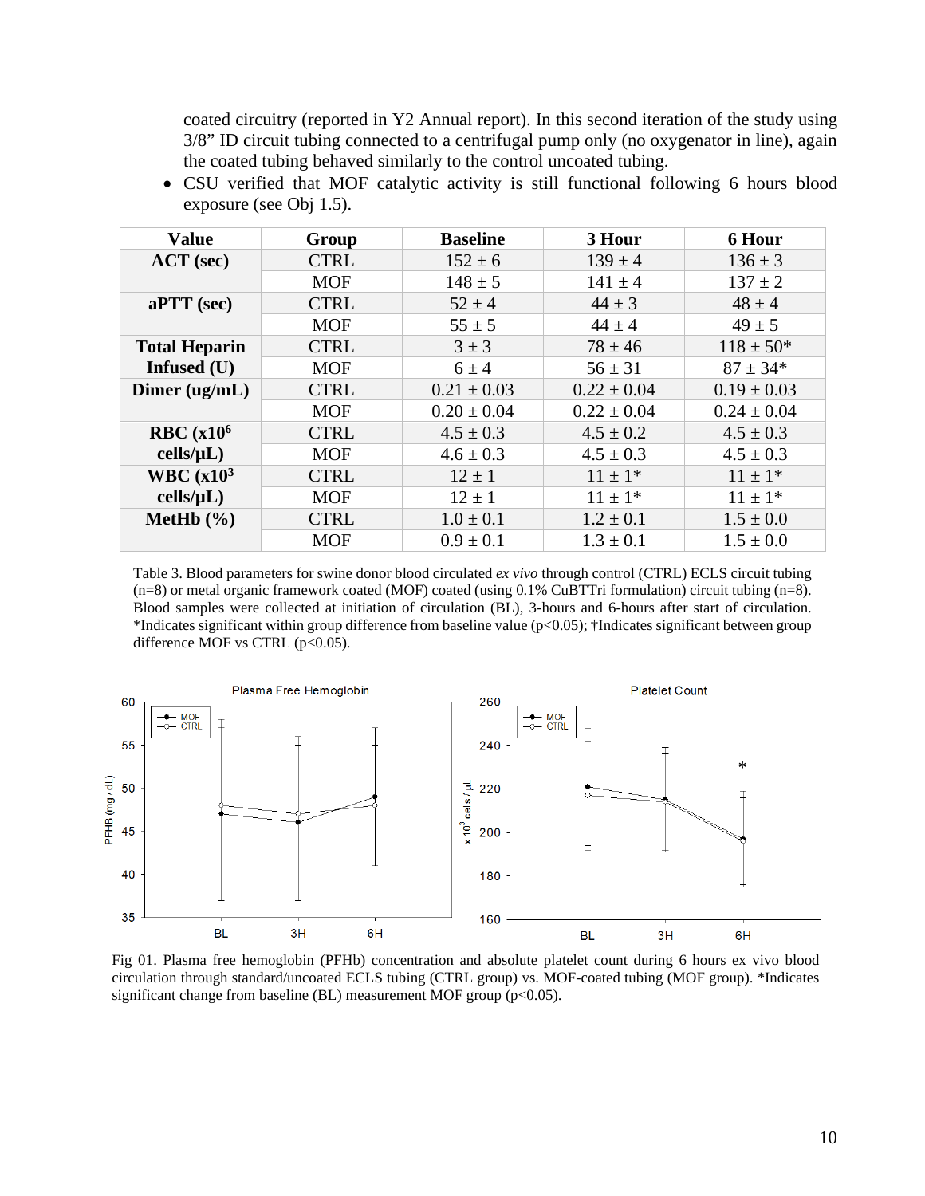coated circuitry (reported in Y2 Annual report). In this second iteration of the study using 3/8" ID circuit tubing connected to a centrifugal pump only (no oxygenator in line), again the coated tubing behaved similarly to the control uncoated tubing.

- CSU verified that MOF catalytic activity is still functional following 6 hours blood exposure (see Obj 1.5).

| Value | Group | Baseline | 3 Hour | 6 Hour |
|---|---|---|---|---|
| **ACT (sec)** | CTRL | 152 ± 6 | 139 ± 4 | 136 ± 3 |
| | MOF | 148 ± 5 | 141 ± 4 | 137 ± 2 |
| **aPTT (sec)** | CTRL | 52 ± 4 | 44 ± 3 | 48 ± 4 |
| | MOF | 55 ± 5 | 44 ± 4 | 49 ± 5 |
| **Total Heparin Infused (U)** | CTRL | 3 ± 3 | 78 ± 46 | 118 ± 50* |
| | MOF | 6 ± 4 | 56 ± 31 | 87 ± 34* |
| **Dimer (ug/mL)** | CTRL | 0.21 ± 0.03 | 0.22 ± 0.04 | 0.19 ± 0.03 |
| | MOF | 0.20 ± 0.04 | 0.22 ± 0.04 | 0.24 ± 0.04 |
| **RBC ($x10^6$ cells/µL)** | CTRL | 4.5 ± 0.3 | 4.5 ± 0.2 | 4.5 ± 0.3 |
| | MOF | 4.6 ± 0.3 | 4.5 ± 0.3 | 4.5 ± 0.3 |
| **WBC ($x10^3$ cells/µL)** | CTRL | 12 ± 1 | 11 ± 1* | 11 ± 1* |
| | MOF | 12 ± 1 | 11 ± 1* | 11 ± 1* |
| **MetHb (%)** | CTRL | 1.0 ± 0.1 | 1.2 ± 0.1 | 1.5 ± 0.0 |
| | MOF | 0.9 ± 0.1 | 1.3 ± 0.1 | 1.5 ± 0.0 |

Table 3. Blood parameters for swine donor blood circulated *ex vivo* through control (CTRL) ECLS circuit tubing (n=8) or metal organic framework coated (MOF) coated (using 0.1% CuBTTri formulation) circuit tubing (n=8). Blood samples were collected at initiation of circulation (BL), 3-hours and 6-hours after start of circulation. *Indicates significant within group difference from baseline value ($p<0.05$); †Indicates significant between group difference MOF vs CTRL ($p<0.05$).

Fig 01. Plasma free hemoglobin (PFHb) concentration and absolute platelet count during 6 hours ex vivo blood circulation through standard/uncoated ECLS tubing (CTRL group) vs. MOF-coated tubing (MOF group). *Indicates significant change from baseline (BL) measurement MOF group ($p<0.05$).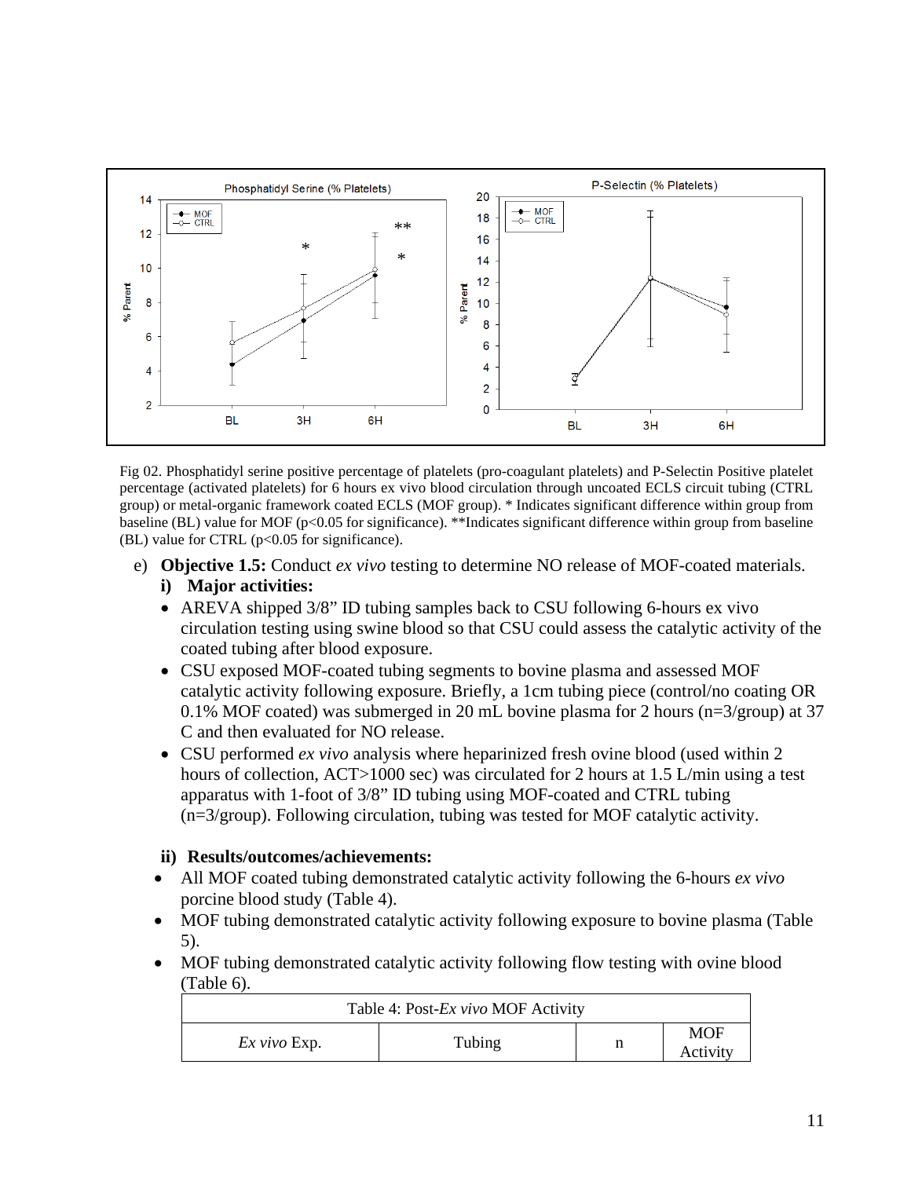Fig 02. Phosphatidyl serine positive percentage of platelets (pro-coagulant platelets) and P-Selectin Positive platelet percentage (activated platelets) for 6 hours ex vivo blood circulation through uncoated ECLS circuit tubing (CTRL group) or metal-organic framework coated ECLS (MOF group). * Indicates significant difference within group from baseline (BL) value for MOF (p<0.05 for significance). **Indicates significant difference within group from baseline (BL) value for CTRL (p<0.05 for significance).

e) **Objective 1.5:** Conduct *ex vivo* testing to determine NO release of MOF-coated materials.

**i) Major activities:**

- AREVA shipped 3/8" ID tubing samples back to CSU following 6-hours ex vivo circulation testing using swine blood so that CSU could assess the catalytic activity of the coated tubing after blood exposure.
- CSU exposed MOF-coated tubing segments to bovine plasma and assessed MOF catalytic activity following exposure. Briefly, a 1cm tubing piece (control/no coating OR 0.1% MOF coated) was submerged in 20 mL bovine plasma for 2 hours (n=3/group) at 37 C and then evaluated for NO release.
- CSU performed *ex vivo* analysis where heparinized fresh ovine blood (used within 2 hours of collection, ACT>1000 sec) was circulated for 2 hours at 1.5 L/min using a test apparatus with 1-foot of 3/8" ID tubing using MOF-coated and CTRL tubing (n=3/group). Following circulation, tubing was tested for MOF catalytic activity.

**ii) Results/outcomes/achievements:**

- All MOF coated tubing demonstrated catalytic activity following the 6-hours *ex vivo* porcine blood study (Table 4).
- MOF tubing demonstrated catalytic activity following exposure to bovine plasma (Table 5).
- MOF tubing demonstrated catalytic activity following flow testing with ovine blood (Table 6).

| Table 4: Post-*Ex vivo* MOF Activity | | | |
|---|---|---|---|
| *Ex vivo* Exp. | Tubing | n | MOF Activity |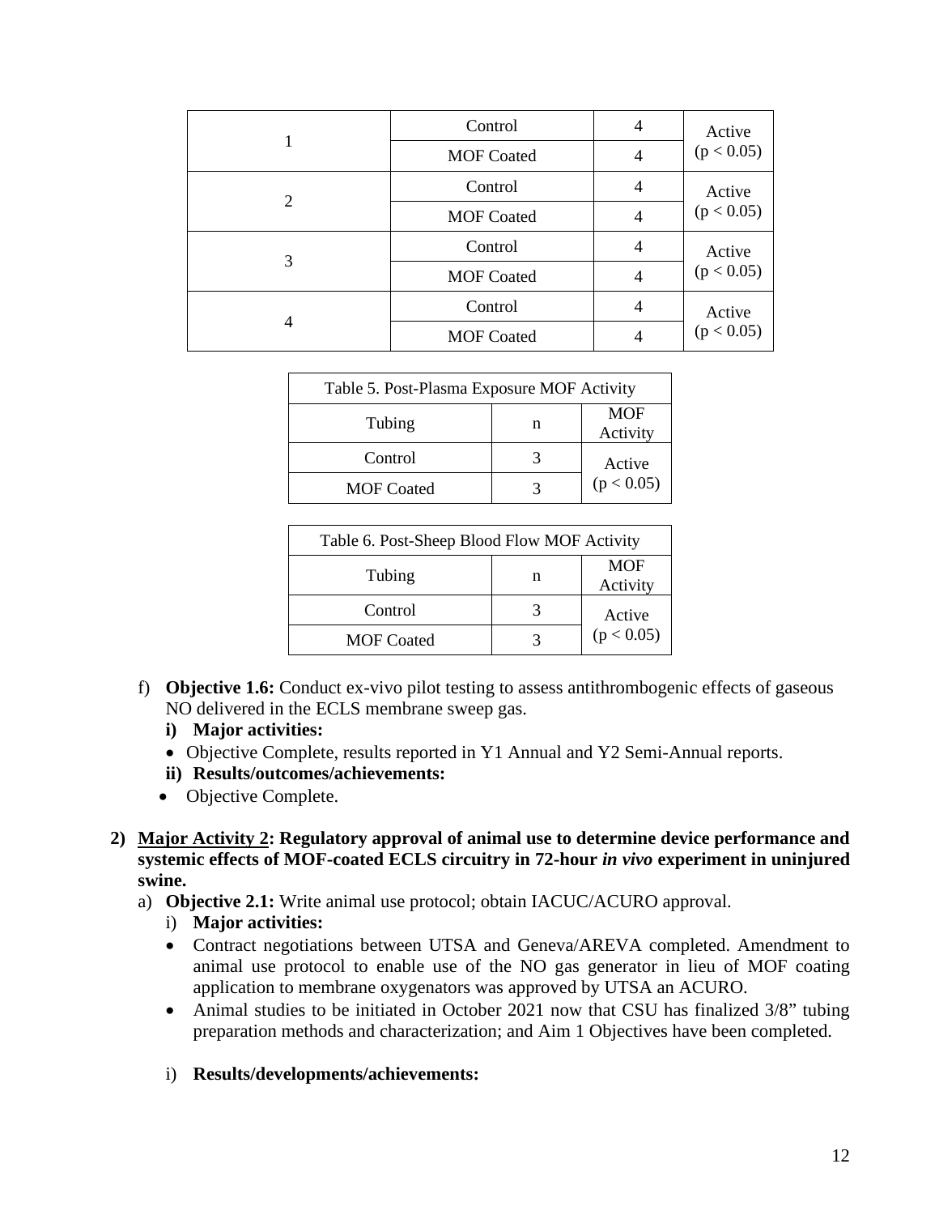| | | | |
|---|---|---|---|
| 1 | Control | 4 | Active ($p < 0.05$) |
| | MOF Coated | 4 | |
| 2 | Control | 4 | Active ($p < 0.05$) |
| | MOF Coated | 4 | |
| 3 | Control | 4 | Active ($p < 0.05$) |
| | MOF Coated | 4 | |
| 4 | Control | 4 | Active ($p < 0.05$) |
| | MOF Coated | 4 | |

Table 5. Post-Plasma Exposure MOF Activity

| Tubing | n | MOF Activity |
|---|---|---|
| Control | 3 | Active ($p < 0.05$) |
| MOF Coated | 3 | |

Table 6. Post-Sheep Blood Flow MOF Activity

| Tubing | n | MOF Activity |
|---|---|---|
| Control | 3 | Active ($p < 0.05$) |
| MOF Coated | 3 | |

f) **Objective 1.6:** Conduct ex-vivo pilot testing to assess antithrombogenic effects of gaseous NO delivered in the ECLS membrane sweep gas.

**i) Major activities:**

- Objective Complete, results reported in Y1 Annual and Y2 Semi-Annual reports.

**ii) Results/outcomes/achievements:**

- Objective Complete.

**2) Major Activity 2: Regulatory approval of animal use to determine device performance and systemic effects of MOF-coated ECLS circuitry in 72-hour *in vivo* experiment in uninjured swine.**

a) **Objective 2.1:** Write animal use protocol; obtain IACUC/ACURO approval.

i) **Major activities:**

- Contract negotiations between UTSA and Geneva/AREVA completed. Amendment to animal use protocol to enable use of the NO gas generator in lieu of MOF coating application to membrane oxygenators was approved by UTSA an ACURO.
- Animal studies to be initiated in October 2021 now that CSU has finalized 3/8" tubing preparation methods and characterization; and Aim 1 Objectives have been completed.

i) **Results/developments/achievements:**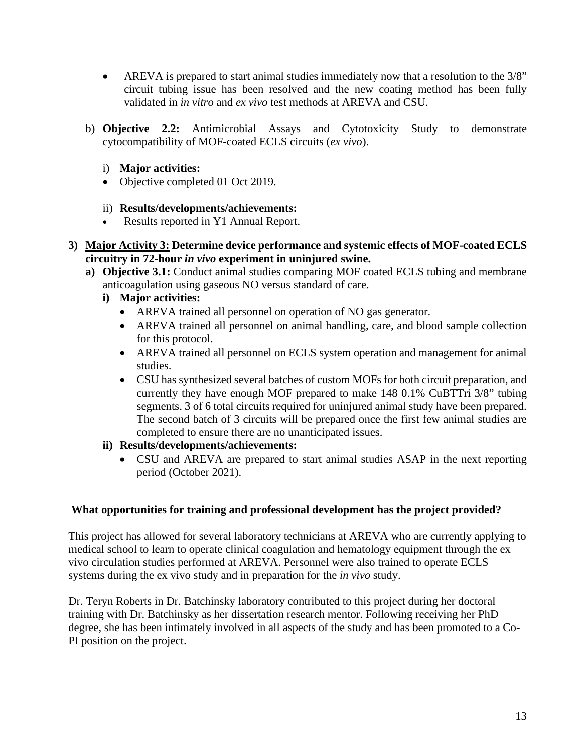- AREVA is prepared to start animal studies immediately now that a resolution to the 3/8" circuit tubing issue has been resolved and the new coating method has been fully validated in *in vitro* and *ex vivo* test methods at AREVA and CSU.

b) **Objective 2.2:** Antimicrobial Assays and Cytotoxicity Study to demonstrate cytocompatibility of MOF-coated ECLS circuits (*ex vivo*).

   i) **Major activities:**
   - Objective completed 01 Oct 2019.

   ii) **Results/developments/achievements:**
   - Results reported in Y1 Annual Report.

3) **<u>Major Activity 3:</u> Determine device performance and systemic effects of MOF-coated ECLS circuitry in 72-hour *in vivo* experiment in uninjured swine.**

   a) **Objective 3.1:** Conduct animal studies comparing MOF coated ECLS tubing and membrane anticoagulation using gaseous NO versus standard of care.

      i) **Major activities:**
      - AREVA trained all personnel on operation of NO gas generator.
      - AREVA trained all personnel on animal handling, care, and blood sample collection for this protocol.
      - AREVA trained all personnel on ECLS system operation and management for animal studies.
      - CSU has synthesized several batches of custom MOFs for both circuit preparation, and currently they have enough MOF prepared to make 148 0.1% CuBTTri 3/8" tubing segments. 3 of 6 total circuits required for uninjured animal study have been prepared. The second batch of 3 circuits will be prepared once the first few animal studies are completed to ensure there are no unanticipated issues.

      ii) **Results/developments/achievements:**
      - CSU and AREVA are prepared to start animal studies ASAP in the next reporting period (October 2021).

**What opportunities for training and professional development has the project provided?**

This project has allowed for several laboratory technicians at AREVA who are currently applying to medical school to learn to operate clinical coagulation and hematology equipment through the ex vivo circulation studies performed at AREVA. Personnel were also trained to operate ECLS systems during the ex vivo study and in preparation for the *in vivo* study.

Dr. Teryn Roberts in Dr. Batchinsky laboratory contributed to this project during her doctoral training with Dr. Batchinsky as her dissertation research mentor. Following receiving her PhD degree, she has been intimately involved in all aspects of the study and has been promoted to a Co-PI position on the project.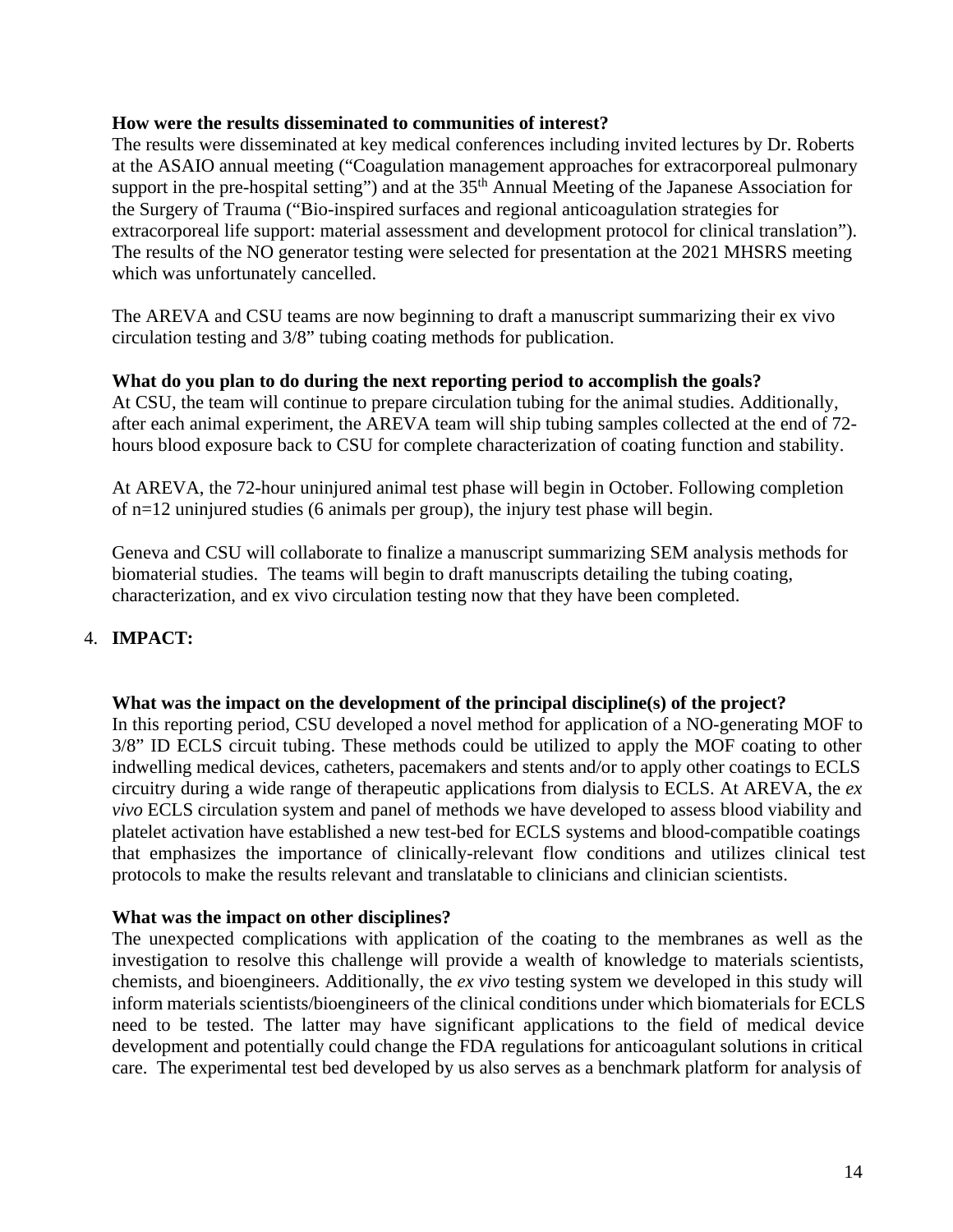**How were the results disseminated to communities of interest?**

The results were disseminated at key medical conferences including invited lectures by Dr. Roberts at the ASAIO annual meeting ("Coagulation management approaches for extracorporeal pulmonary support in the pre-hospital setting") and at the 35th Annual Meeting of the Japanese Association for the Surgery of Trauma ("Bio-inspired surfaces and regional anticoagulation strategies for extracorporeal life support: material assessment and development protocol for clinical translation"). The results of the NO generator testing were selected for presentation at the 2021 MHSRS meeting which was unfortunately cancelled.

The AREVA and CSU teams are now beginning to draft a manuscript summarizing their ex vivo circulation testing and 3/8" tubing coating methods for publication.

**What do you plan to do during the next reporting period to accomplish the goals?**

At CSU, the team will continue to prepare circulation tubing for the animal studies. Additionally, after each animal experiment, the AREVA team will ship tubing samples collected at the end of 72-hours blood exposure back to CSU for complete characterization of coating function and stability.

At AREVA, the 72-hour uninjured animal test phase will begin in October. Following completion of n=12 uninjured studies (6 animals per group), the injury test phase will begin.

Geneva and CSU will collaborate to finalize a manuscript summarizing SEM analysis methods for biomaterial studies. The teams will begin to draft manuscripts detailing the tubing coating, characterization, and ex vivo circulation testing now that they have been completed.

4. **IMPACT:**

**What was the impact on the development of the principal discipline(s) of the project?**

In this reporting period, CSU developed a novel method for application of a NO-generating MOF to 3/8" ID ECLS circuit tubing. These methods could be utilized to apply the MOF coating to other indwelling medical devices, catheters, pacemakers and stents and/or to apply other coatings to ECLS circuitry during a wide range of therapeutic applications from dialysis to ECLS. At AREVA, the *ex vivo* ECLS circulation system and panel of methods we have developed to assess blood viability and platelet activation have established a new test-bed for ECLS systems and blood-compatible coatings that emphasizes the importance of clinically-relevant flow conditions and utilizes clinical test protocols to make the results relevant and translatable to clinicians and clinician scientists.

**What was the impact on other disciplines?**

The unexpected complications with application of the coating to the membranes as well as the investigation to resolve this challenge will provide a wealth of knowledge to materials scientists, chemists, and bioengineers. Additionally, the *ex vivo* testing system we developed in this study will inform materials scientists/bioengineers of the clinical conditions under which biomaterials for ECLS need to be tested. The latter may have significant applications to the field of medical device development and potentially could change the FDA regulations for anticoagulant solutions in critical care. The experimental test bed developed by us also serves as a benchmark platform for analysis of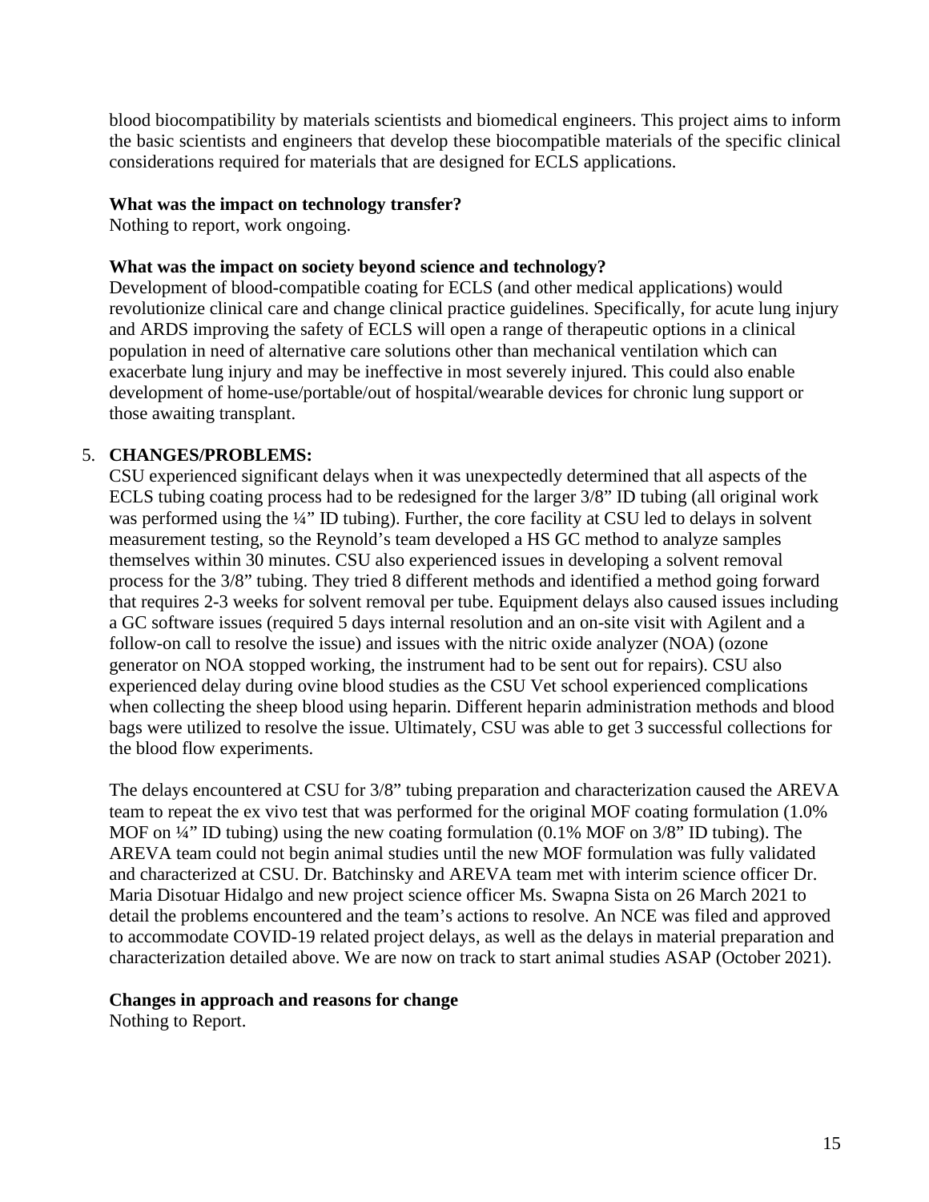blood biocompatibility by materials scientists and biomedical engineers. This project aims to inform the basic scientists and engineers that develop these biocompatible materials of the specific clinical considerations required for materials that are designed for ECLS applications.

**What was the impact on technology transfer?**
Nothing to report, work ongoing.

**What was the impact on society beyond science and technology?**
Development of blood-compatible coating for ECLS (and other medical applications) would revolutionize clinical care and change clinical practice guidelines. Specifically, for acute lung injury and ARDS improving the safety of ECLS will open a range of therapeutic options in a clinical population in need of alternative care solutions other than mechanical ventilation which can exacerbate lung injury and may be ineffective in most severely injured. This could also enable development of home-use/portable/out of hospital/wearable devices for chronic lung support or those awaiting transplant.

5. **CHANGES/PROBLEMS:**

CSU experienced significant delays when it was unexpectedly determined that all aspects of the ECLS tubing coating process had to be redesigned for the larger 3/8" ID tubing (all original work was performed using the ¼" ID tubing). Further, the core facility at CSU led to delays in solvent measurement testing, so the Reynold's team developed a HS GC method to analyze samples themselves within 30 minutes. CSU also experienced issues in developing a solvent removal process for the 3/8" tubing. They tried 8 different methods and identified a method going forward that requires 2-3 weeks for solvent removal per tube. Equipment delays also caused issues including a GC software issues (required 5 days internal resolution and an on-site visit with Agilent and a follow-on call to resolve the issue) and issues with the nitric oxide analyzer (NOA) (ozone generator on NOA stopped working, the instrument had to be sent out for repairs). CSU also experienced delay during ovine blood studies as the CSU Vet school experienced complications when collecting the sheep blood using heparin. Different heparin administration methods and blood bags were utilized to resolve the issue. Ultimately, CSU was able to get 3 successful collections for the blood flow experiments.

The delays encountered at CSU for 3/8" tubing preparation and characterization caused the AREVA team to repeat the ex vivo test that was performed for the original MOF coating formulation (1.0% MOF on ¼" ID tubing) using the new coating formulation (0.1% MOF on 3/8" ID tubing). The AREVA team could not begin animal studies until the new MOF formulation was fully validated and characterized at CSU. Dr. Batchinsky and AREVA team met with interim science officer Dr. Maria Disotuar Hidalgo and new project science officer Ms. Swapna Sista on 26 March 2021 to detail the problems encountered and the team's actions to resolve. An NCE was filed and approved to accommodate COVID-19 related project delays, as well as the delays in material preparation and characterization detailed above. We are now on track to start animal studies ASAP (October 2021).

**Changes in approach and reasons for change**
Nothing to Report.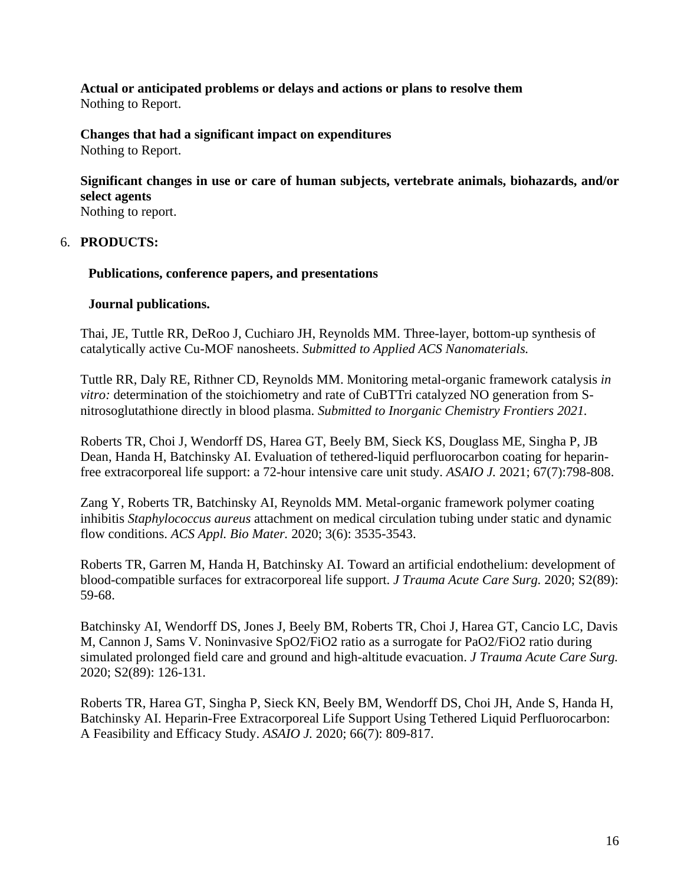**Actual or anticipated problems or delays and actions or plans to resolve them**
Nothing to Report.

**Changes that had a significant impact on expenditures**
Nothing to Report.

**Significant changes in use or care of human subjects, vertebrate animals, biohazards, and/or select agents**
Nothing to report.

6. **PRODUCTS:**

**Publications, conference papers, and presentations**

**Journal publications.**

Thai, JE, Tuttle RR, DeRoo J, Cuchiaro JH, Reynolds MM. Three-layer, bottom-up synthesis of catalytically active Cu-MOF nanosheets. *Submitted to Applied ACS Nanomaterials.*

Tuttle RR, Daly RE, Rithner CD, Reynolds MM. Monitoring metal-organic framework catalysis *in vitro:* determination of the stoichiometry and rate of CuBTTri catalyzed NO generation from S-nitrosoglutathione directly in blood plasma. *Submitted to Inorganic Chemistry Frontiers 2021.*

Roberts TR, Choi J, Wendorff DS, Harea GT, Beely BM, Sieck KS, Douglass ME, Singha P, JB Dean, Handa H, Batchinsky AI. Evaluation of tethered-liquid perfluorocarbon coating for heparin-free extracorporeal life support: a 72-hour intensive care unit study. *ASAIO J.* 2021; 67(7):798-808.

Zang Y, Roberts TR, Batchinsky AI, Reynolds MM. Metal-organic framework polymer coating inhibitis *Staphylococcus aureus* attachment on medical circulation tubing under static and dynamic flow conditions. *ACS Appl. Bio Mater.* 2020; 3(6): 3535-3543.

Roberts TR, Garren M, Handa H, Batchinsky AI. Toward an artificial endothelium: development of blood-compatible surfaces for extracorporeal life support. *J Trauma Acute Care Surg.* 2020; S2(89): 59-68.

Batchinsky AI, Wendorff DS, Jones J, Beely BM, Roberts TR, Choi J, Harea GT, Cancio LC, Davis M, Cannon J, Sams V. Noninvasive SpO2/FiO2 ratio as a surrogate for PaO2/FiO2 ratio during simulated prolonged field care and ground and high-altitude evacuation. *J Trauma Acute Care Surg.* 2020; S2(89): 126-131.

Roberts TR, Harea GT, Singha P, Sieck KN, Beely BM, Wendorff DS, Choi JH, Ande S, Handa H, Batchinsky AI. Heparin-Free Extracorporeal Life Support Using Tethered Liquid Perfluorocarbon: A Feasibility and Efficacy Study. *ASAIO J.* 2020; 66(7): 809-817.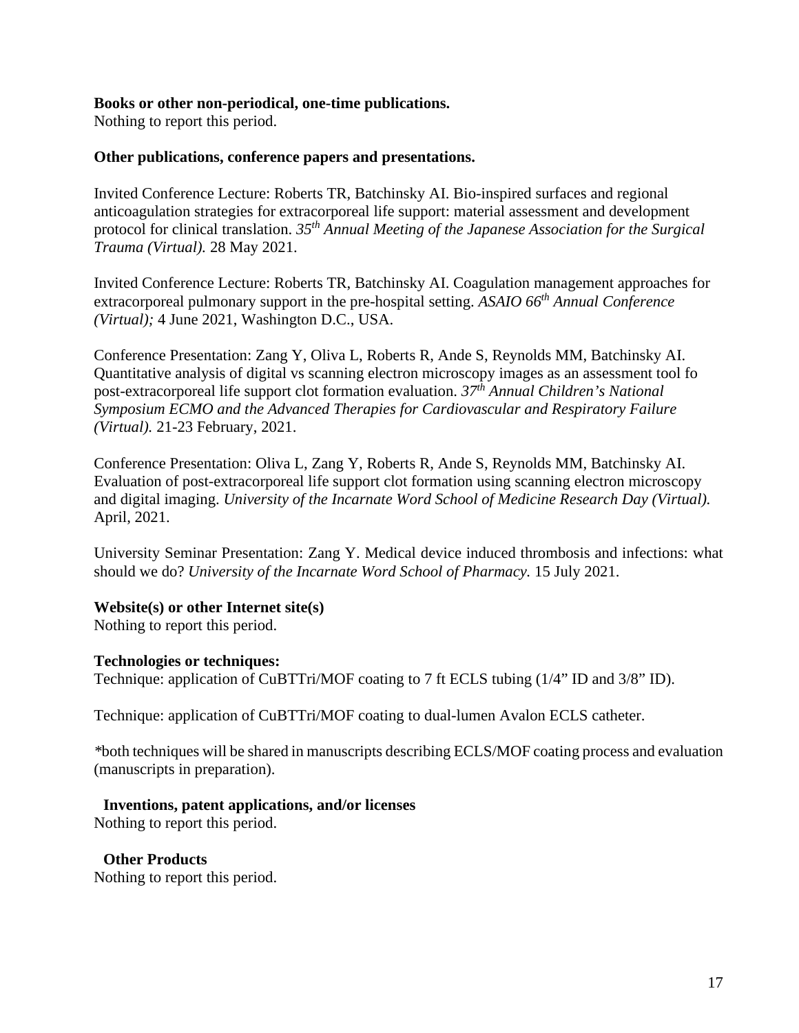**Books or other non-periodical, one-time publications.**
Nothing to report this period.

**Other publications, conference papers and presentations.**

Invited Conference Lecture: Roberts TR, Batchinsky AI. Bio-inspired surfaces and regional anticoagulation strategies for extracorporeal life support: material assessment and development protocol for clinical translation. *35th Annual Meeting of the Japanese Association for the Surgical Trauma (Virtual).* 28 May 2021.

Invited Conference Lecture: Roberts TR, Batchinsky AI. Coagulation management approaches for extracorporeal pulmonary support in the pre-hospital setting. *ASAIO 66th Annual Conference (Virtual);* 4 June 2021, Washington D.C., USA.

Conference Presentation: Zang Y, Oliva L, Roberts R, Ande S, Reynolds MM, Batchinsky AI. Quantitative analysis of digital vs scanning electron microscopy images as an assessment tool fo post-extracorporeal life support clot formation evaluation. *37th Annual Children's National Symposium ECMO and the Advanced Therapies for Cardiovascular and Respiratory Failure (Virtual).* 21-23 February, 2021.

Conference Presentation: Oliva L, Zang Y, Roberts R, Ande S, Reynolds MM, Batchinsky AI. Evaluation of post-extracorporeal life support clot formation using scanning electron microscopy and digital imaging. *University of the Incarnate Word School of Medicine Research Day (Virtual).* April, 2021.

University Seminar Presentation: Zang Y. Medical device induced thrombosis and infections: what should we do? *University of the Incarnate Word School of Pharmacy.* 15 July 2021.

**Website(s) or other Internet site(s)**
Nothing to report this period.

**Technologies or techniques:**
Technique: application of CuBTTri/MOF coating to 7 ft ECLS tubing (1/4" ID and 3/8" ID).

Technique: application of CuBTTri/MOF coating to dual-lumen Avalon ECLS catheter.

*both techniques will be shared in manuscripts describing ECLS/MOF coating process and evaluation (manuscripts in preparation).

**Inventions, patent applications, and/or licenses**
Nothing to report this period.

**Other Products**
Nothing to report this period.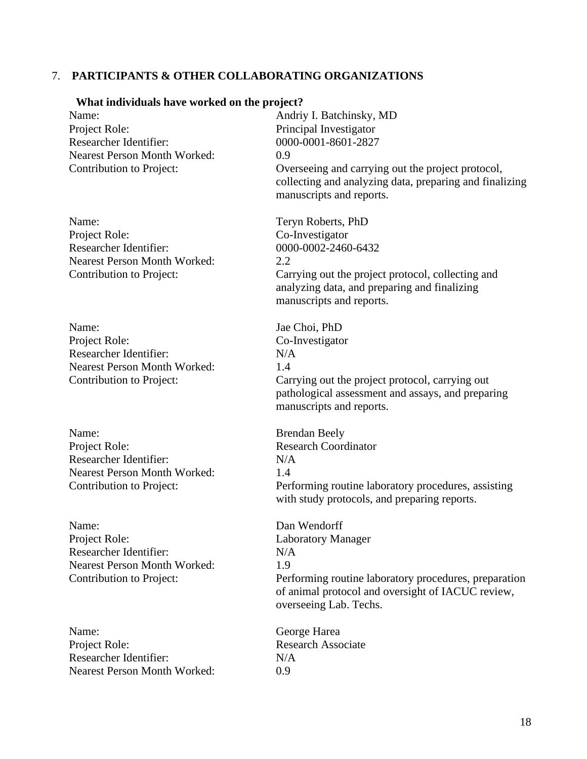## 7. PARTICIPANTS & OTHER COLLABORATING ORGANIZATIONS

### What individuals have worked on the project?

Name: Andriy I. Batchinsky, MD
Project Role: Principal Investigator
Researcher Identifier: 0000-0001-8601-2827
Nearest Person Month Worked: 0.9
Contribution to Project: Overseeing and carrying out the project protocol, collecting and analyzing data, preparing and finalizing manuscripts and reports.

Name: Teryn Roberts, PhD
Project Role: Co-Investigator
Researcher Identifier: 0000-0002-2460-6432
Nearest Person Month Worked: 2.2
Contribution to Project: Carrying out the project protocol, collecting and analyzing data, and preparing and finalizing manuscripts and reports.

Name: Jae Choi, PhD
Project Role: Co-Investigator
Researcher Identifier: N/A
Nearest Person Month Worked: 1.4
Contribution to Project: Carrying out the project protocol, carrying out pathological assessment and assays, and preparing manuscripts and reports.

Name: Brendan Beely
Project Role: Research Coordinator
Researcher Identifier: N/A
Nearest Person Month Worked: 1.4
Contribution to Project: Performing routine laboratory procedures, assisting with study protocols, and preparing reports.

Name: Dan Wendorff
Project Role: Laboratory Manager
Researcher Identifier: N/A
Nearest Person Month Worked: 1.9
Contribution to Project: Performing routine laboratory procedures, preparation of animal protocol and oversight of IACUC review, overseeing Lab. Techs.

Name: George Harea
Project Role: Research Associate
Researcher Identifier: N/A
Nearest Person Month Worked: 0.9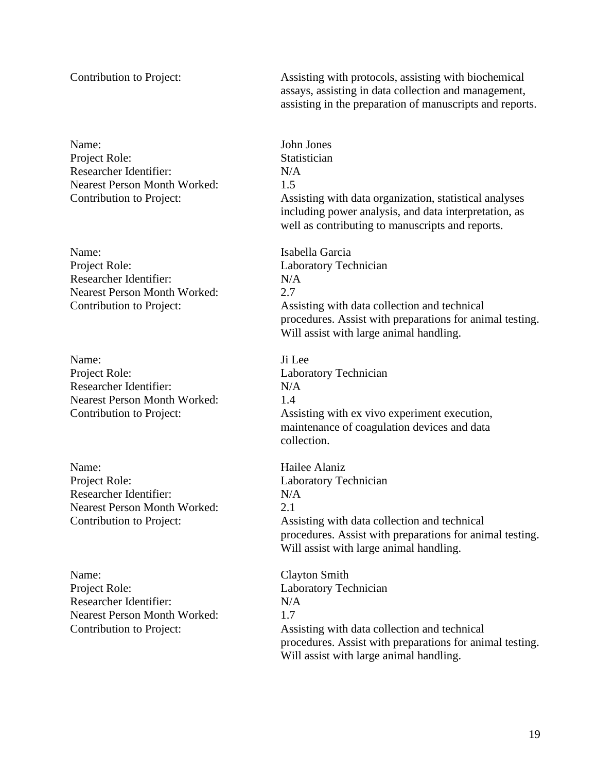Contribution to Project: Assisting with protocols, assisting with biochemical assays, assisting in data collection and management, assisting in the preparation of manuscripts and reports.

Name: John Jones
Project Role: Statistician
Researcher Identifier: N/A
Nearest Person Month Worked: 1.5
Contribution to Project: Assisting with data organization, statistical analyses including power analysis, and data interpretation, as well as contributing to manuscripts and reports.

Name: Isabella Garcia
Project Role: Laboratory Technician
Researcher Identifier: N/A
Nearest Person Month Worked: 2.7
Contribution to Project: Assisting with data collection and technical procedures. Assist with preparations for animal testing. Will assist with large animal handling.

Name: Ji Lee
Project Role: Laboratory Technician
Researcher Identifier: N/A
Nearest Person Month Worked: 1.4
Contribution to Project: Assisting with ex vivo experiment execution, maintenance of coagulation devices and data collection.

Name: Hailee Alaniz
Project Role: Laboratory Technician
Researcher Identifier: N/A
Nearest Person Month Worked: 2.1
Contribution to Project: Assisting with data collection and technical procedures. Assist with preparations for animal testing. Will assist with large animal handling.

Name: Clayton Smith
Project Role: Laboratory Technician
Researcher Identifier: N/A
Nearest Person Month Worked: 1.7
Contribution to Project: Assisting with data collection and technical procedures. Assist with preparations for animal testing. Will assist with large animal handling.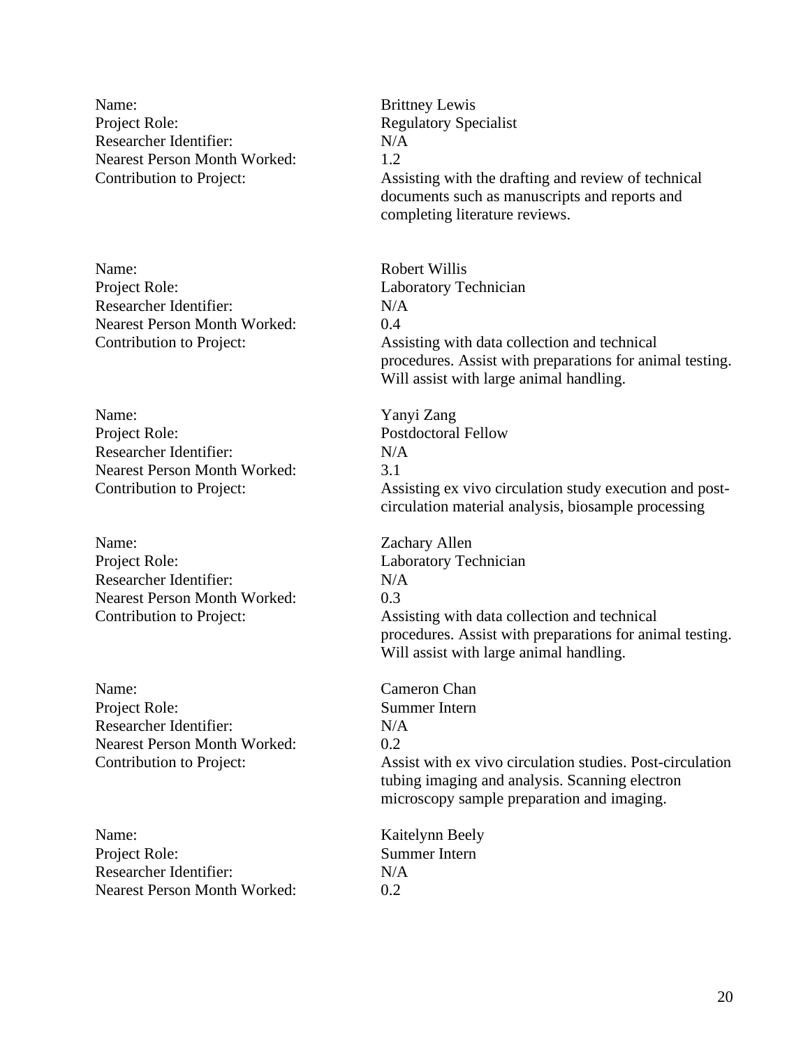Name: Brittney Lewis
Project Role: Regulatory Specialist
Researcher Identifier: N/A
Nearest Person Month Worked: 1.2
Contribution to Project: Assisting with the drafting and review of technical documents such as manuscripts and reports and completing literature reviews.

Name: Robert Willis
Project Role: Laboratory Technician
Researcher Identifier: N/A
Nearest Person Month Worked: 0.4
Contribution to Project: Assisting with data collection and technical procedures. Assist with preparations for animal testing. Will assist with large animal handling.

Name: Yanyi Zang
Project Role: Postdoctoral Fellow
Researcher Identifier: N/A
Nearest Person Month Worked: 3.1
Contribution to Project: Assisting ex vivo circulation study execution and post-circulation material analysis, biosample processing

Name: Zachary Allen
Project Role: Laboratory Technician
Researcher Identifier: N/A
Nearest Person Month Worked: 0.3
Contribution to Project: Assisting with data collection and technical procedures. Assist with preparations for animal testing. Will assist with large animal handling.

Name: Cameron Chan
Project Role: Summer Intern
Researcher Identifier: N/A
Nearest Person Month Worked: 0.2
Contribution to Project: Assist with ex vivo circulation studies. Post-circulation tubing imaging and analysis. Scanning electron microscopy sample preparation and imaging.

Name: Kaitelynn Beely
Project Role: Summer Intern
Researcher Identifier: N/A
Nearest Person Month Worked: 0.2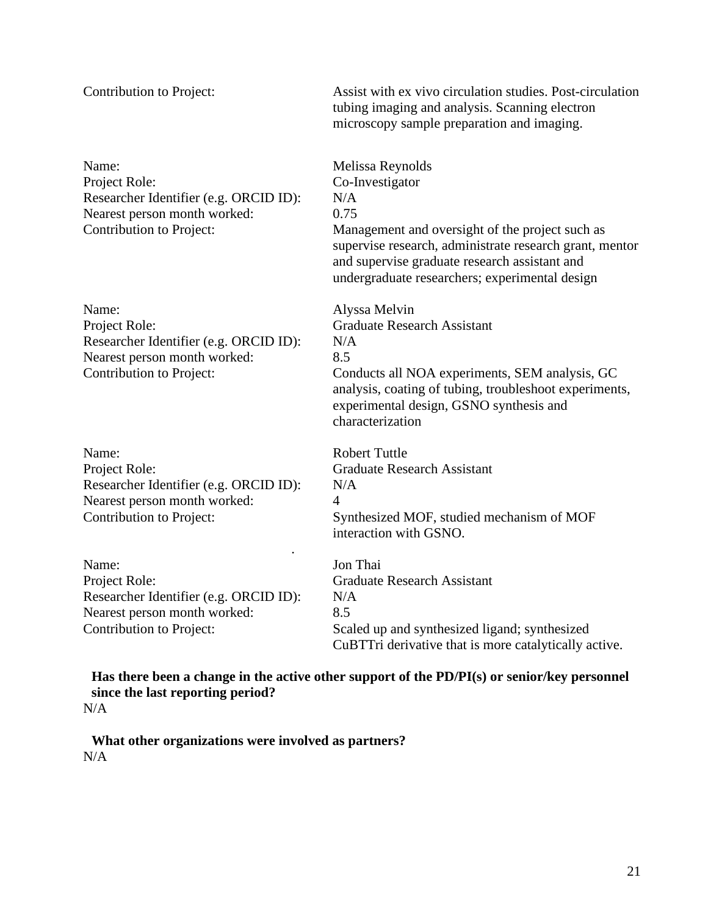Contribution to Project: Assist with ex vivo circulation studies. Post-circulation tubing imaging and analysis. Scanning electron microscopy sample preparation and imaging.

Name: Melissa Reynolds
Project Role: Co-Investigator
Researcher Identifier (e.g. ORCID ID): N/A
Nearest person month worked: 0.75
Contribution to Project: Management and oversight of the project such as supervise research, administrate research grant, mentor and supervise graduate research assistant and undergraduate researchers; experimental design

Name: Alyssa Melvin
Project Role: Graduate Research Assistant
Researcher Identifier (e.g. ORCID ID): N/A
Nearest person month worked: 8.5
Contribution to Project: Conducts all NOA experiments, SEM analysis, GC analysis, coating of tubing, troubleshoot experiments, experimental design, GSNO synthesis and characterization

Name: Robert Tuttle
Project Role: Graduate Research Assistant
Researcher Identifier (e.g. ORCID ID): N/A
Nearest person month worked: 4
Contribution to Project: Synthesized MOF, studied mechanism of MOF interaction with GSNO.

Name: Jon Thai
Project Role: Graduate Research Assistant
Researcher Identifier (e.g. ORCID ID): N/A
Nearest person month worked: 8.5
Contribution to Project: Scaled up and synthesized ligand; synthesized CuBTTri derivative that is more catalytically active.

**Has there been a change in the active other support of the PD/PI(s) or senior/key personnel since the last reporting period?**

N/A

**What other organizations were involved as partners?**

N/A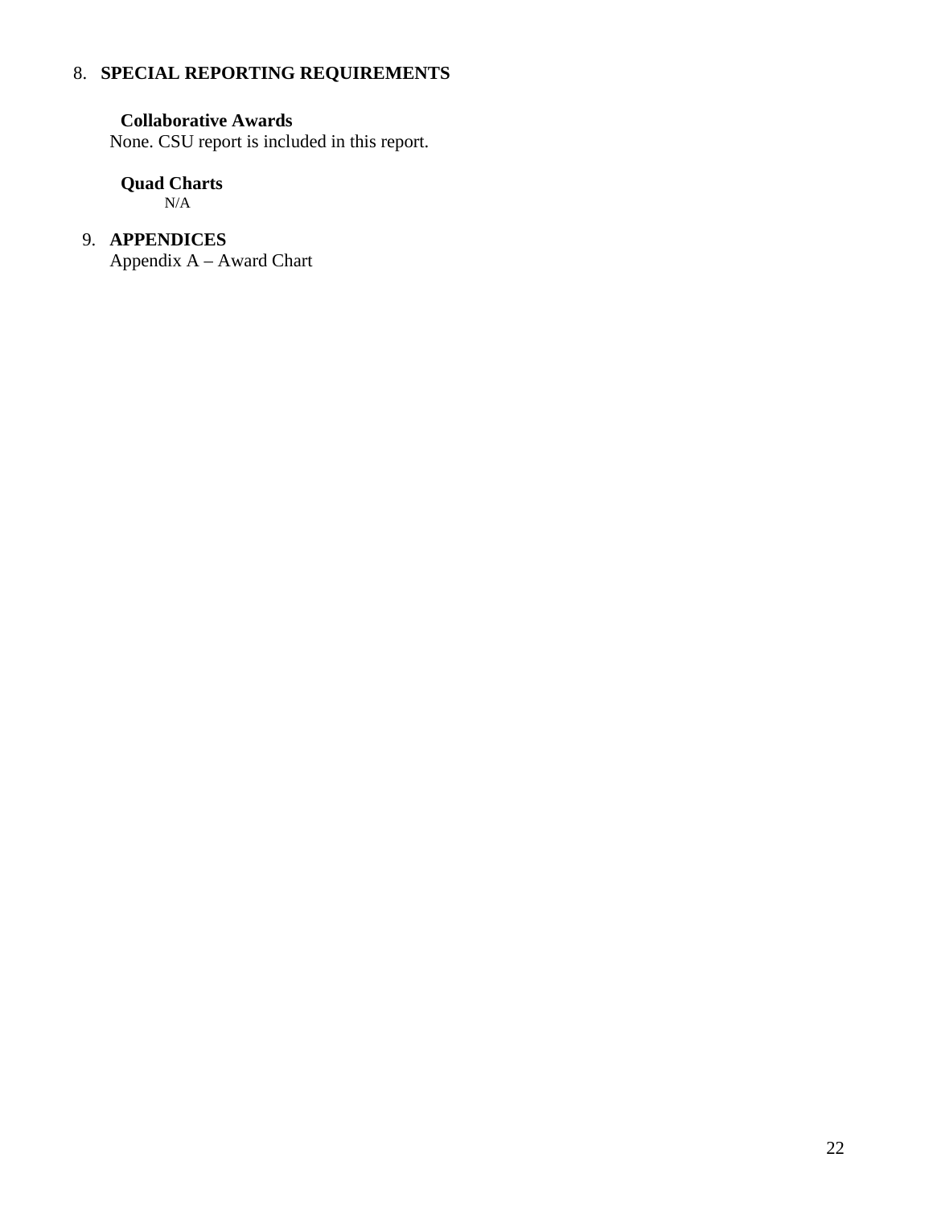## 8. SPECIAL REPORTING REQUIREMENTS

### Collaborative Awards

None. CSU report is included in this report.

### Quad Charts

N/A

## 9. APPENDICES

Appendix A – Award Chart